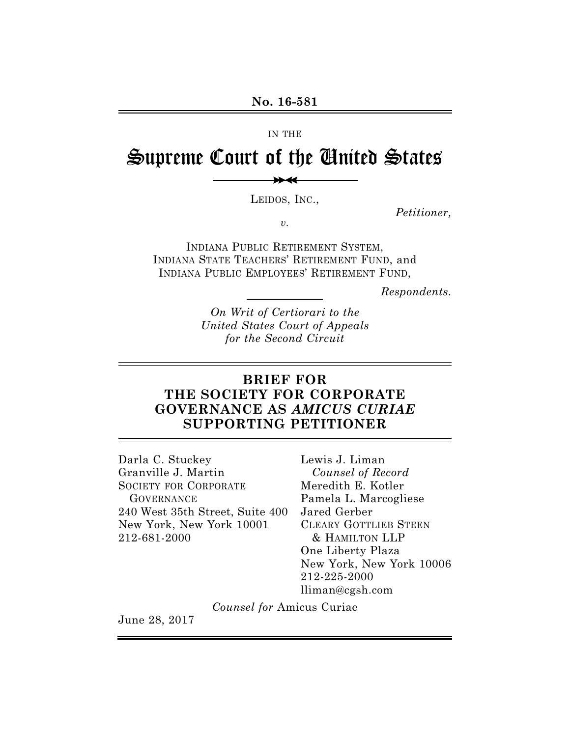**No. 16-581**

IN THE

# Supreme Court of the United States

LEIDOS, INC.,

*Petitioner,*

*v.*

INDIANA PUBLIC RETIREMENT SYSTEM,
INDIANA STATE TEACHERS' RETIREMENT FUND, and
INDIANA PUBLIC EMPLOYEES' RETIREMENT FUND,

*Respondents.*

*On Writ of Certiorari to the United States Court of Appeals for the Second Circuit*

## BRIEF FOR THE SOCIETY FOR CORPORATE GOVERNANCE AS *AMICUS CURIAE* SUPPORTING PETITIONER

Darla C. Stuckey
Granville J. Martin
SOCIETY FOR CORPORATE GOVERNANCE
240 West 35th Street, Suite 400
New York, New York 10001
212-681-2000

Lewis J. Liman
*Counsel of Record*
Meredith E. Kotler
Pamela L. Marcogliese
Jared Gerber
CLEARY GOTTLIEB STEEN & HAMILTON LLP
One Liberty Plaza
New York, New York 10006
212-225-2000
lliman@cgsh.com

*Counsel for* Amicus Curiae

June 28, 2017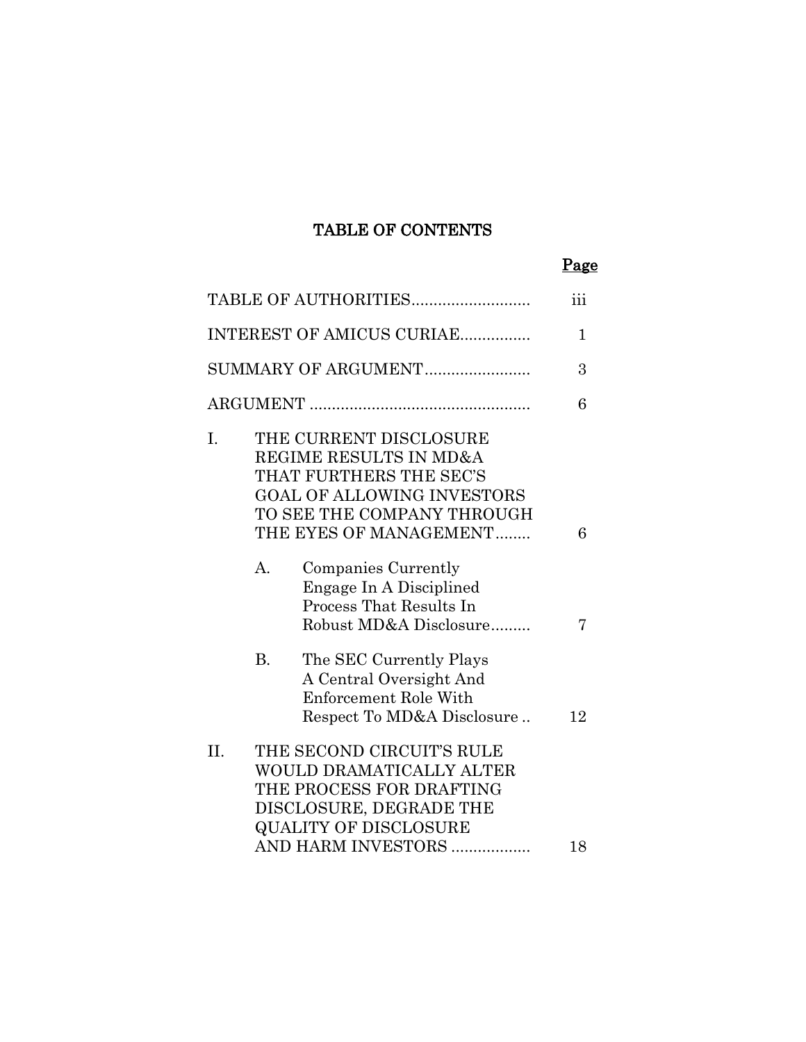# TABLE OF CONTENTS

| | Page |
|---|---|
| TABLE OF AUTHORITIES | iii |
| INTEREST OF AMICUS CURIAE | 1 |
| SUMMARY OF ARGUMENT | 3 |
| ARGUMENT | 6 |
| I. THE CURRENT DISCLOSURE REGIME RESULTS IN MD&A THAT FURTHERS THE SEC'S GOAL OF ALLOWING INVESTORS TO SEE THE COMPANY THROUGH THE EYES OF MANAGEMENT | 6 |
| A. Companies Currently Engage In A Disciplined Process That Results In Robust MD&A Disclosure | 7 |
| B. The SEC Currently Plays A Central Oversight And Enforcement Role With Respect To MD&A Disclosure | 12 |
| II. THE SECOND CIRCUIT'S RULE WOULD DRAMATICALLY ALTER THE PROCESS FOR DRAFTING DISCLOSURE, DEGRADE THE QUALITY OF DISCLOSURE AND HARM INVESTORS | 18 |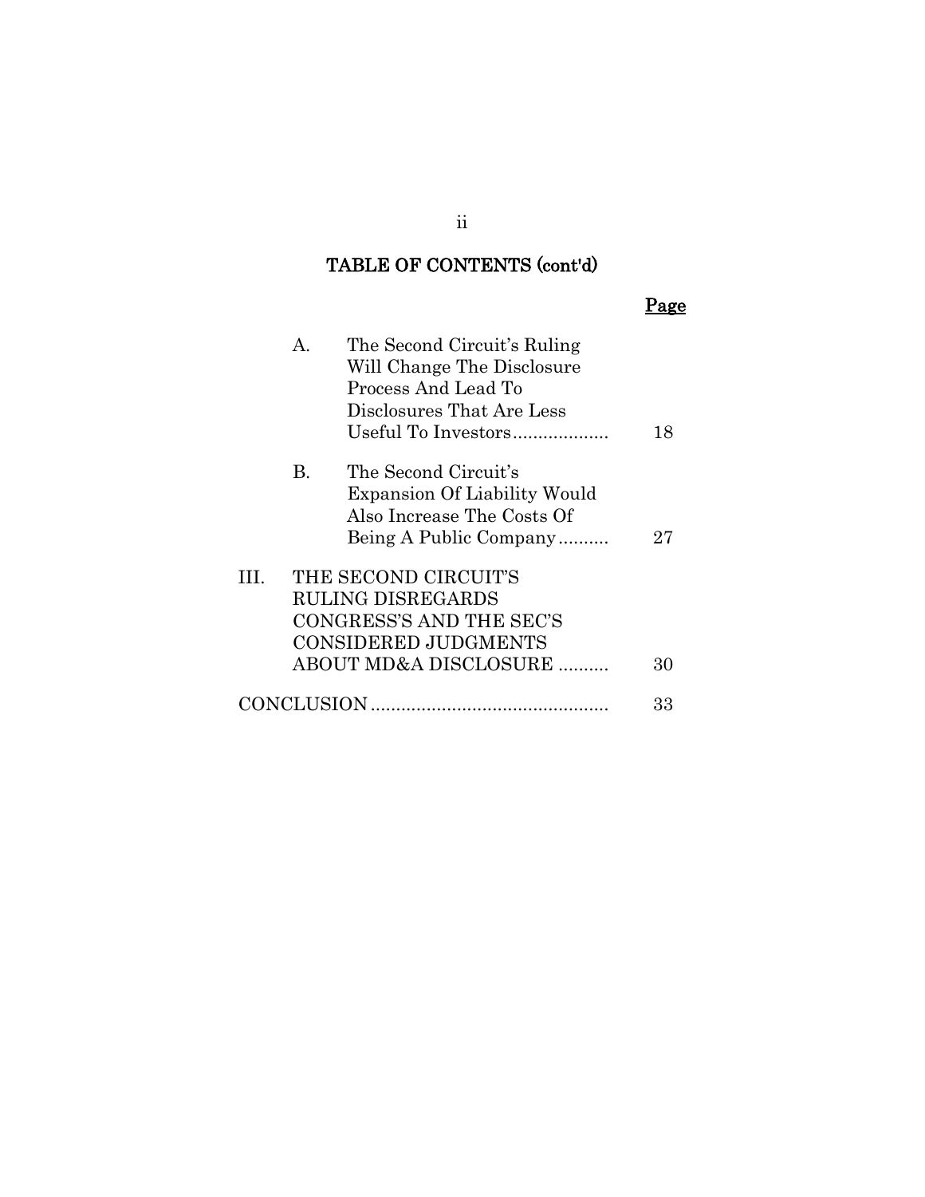## TABLE OF CONTENTS (cont'd)

| | Page |
|---|---|
| A. The Second Circuit's Ruling Will Change The Disclosure Process And Lead To Disclosures That Are Less Useful To Investors | 18 |
| B. The Second Circuit's Expansion Of Liability Would Also Increase The Costs Of Being A Public Company | 27 |
| III. THE SECOND CIRCUIT'S RULING DISREGARDS CONGRESS'S AND THE SEC'S CONSIDERED JUDGMENTS ABOUT MD&A DISCLOSURE | 30 |
| CONCLUSION | 33 |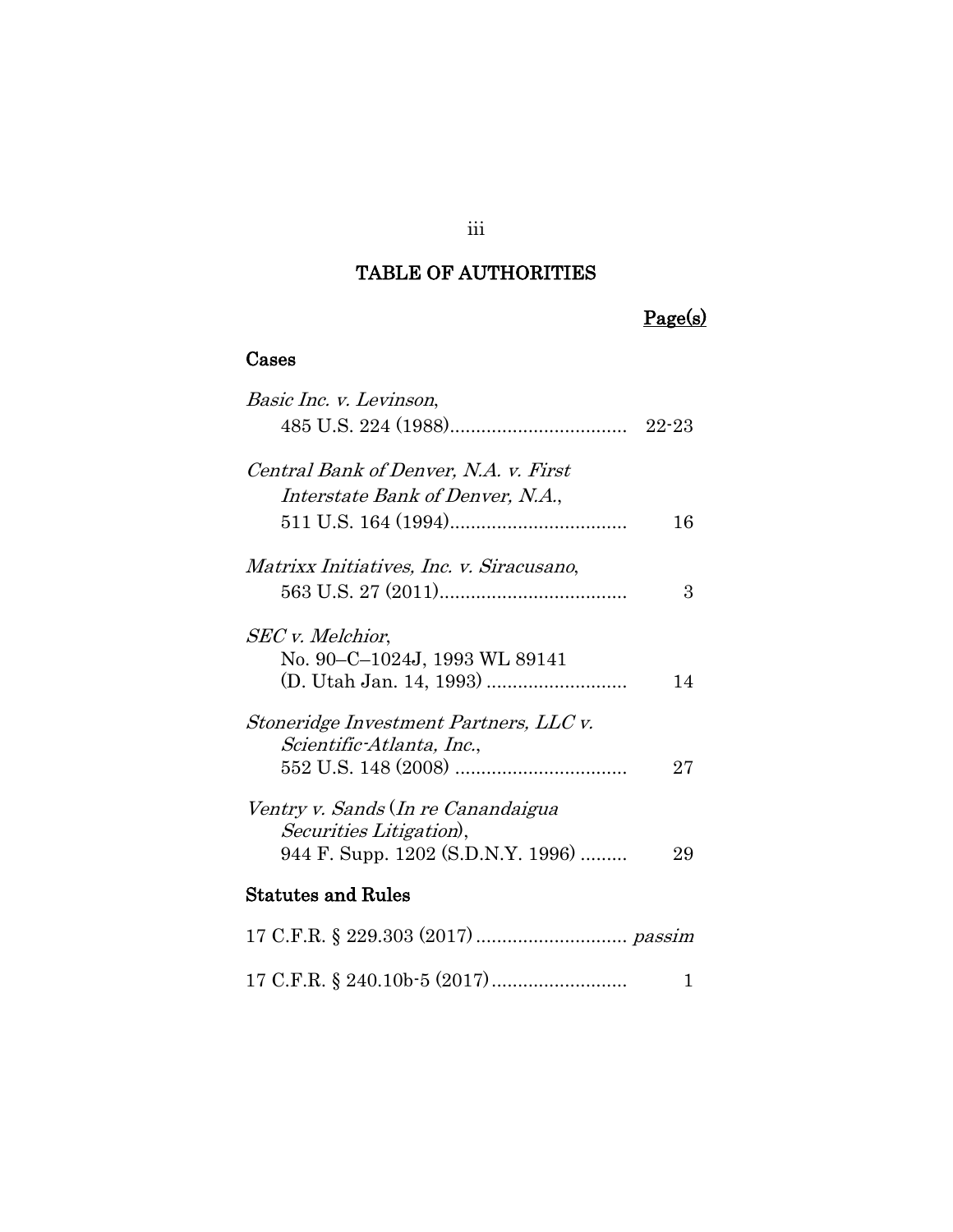# TABLE OF AUTHORITIES

| | Page(s) |
|---|---|
| **Cases** | |
| *Basic Inc. v. Levinson*, 485 U.S. 224 (1988) | 22-23 |
| *Central Bank of Denver, N.A. v. First Interstate Bank of Denver, N.A.*, 511 U.S. 164 (1994) | 16 |
| *Matrixx Initiatives, Inc. v. Siracusano*, 563 U.S. 27 (2011) | 3 |
| *SEC v. Melchior*, No. 90–C–1024J, 1993 WL 89141 (D. Utah Jan. 14, 1993) | 14 |
| *Stoneridge Investment Partners, LLC v. Scientific-Atlanta, Inc.*, 552 U.S. 148 (2008) | 27 |
| *Ventry v. Sands* (*In re Canandaigua Securities Litigation*), 944 F. Supp. 1202 (S.D.N.Y. 1996) | 29 |
| **Statutes and Rules** | |
| 17 C.F.R. § 229.303 (2017) | *passim* |
| 17 C.F.R. § 240.10b-5 (2017) | 1 |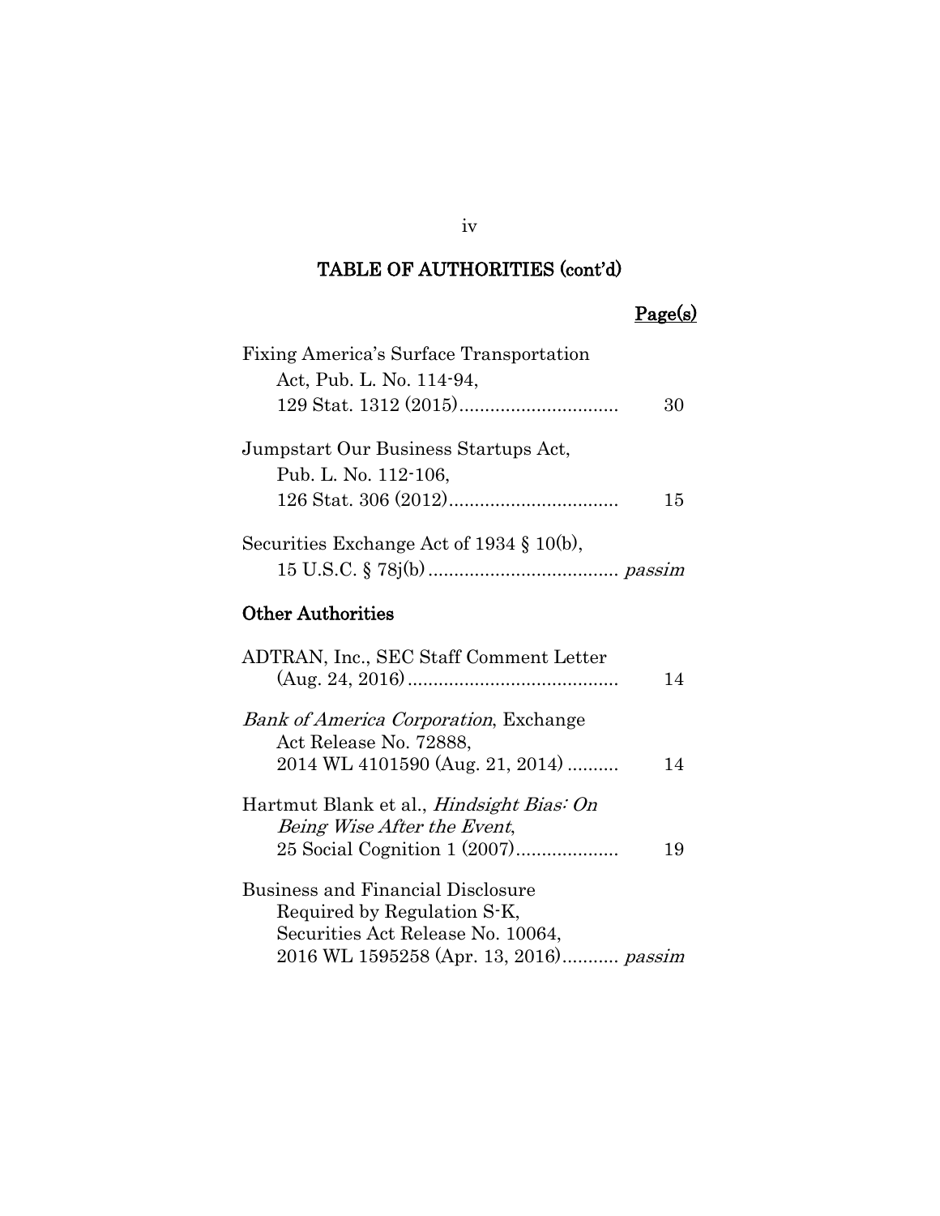## TABLE OF AUTHORITIES (cont'd)

**Page(s)**

Fixing America's Surface Transportation Act, Pub. L. No. 114-94, 129 Stat. 1312 (2015) .............................. 30

Jumpstart Our Business Startups Act, Pub. L. No. 112-106, 126 Stat. 306 (2012) ................................ 15

Securities Exchange Act of 1934 § 10(b), 15 U.S.C. § 78j(b) .................................... *passim*

### Other Authorities

ADTRAN, Inc., SEC Staff Comment Letter (Aug. 24, 2016) ......................................... 14

*Bank of America Corporation*, Exchange Act Release No. 72888, 2014 WL 4101590 (Aug. 21, 2014) .......... 14

Hartmut Blank et al., *Hindsight Bias: On Being Wise After the Event*, 25 Social Cognition 1 (2007) .................... 19

Business and Financial Disclosure Required by Regulation S-K, Securities Act Release No. 10064, 2016 WL 1595258 (Apr. 13, 2016) ........... *passim*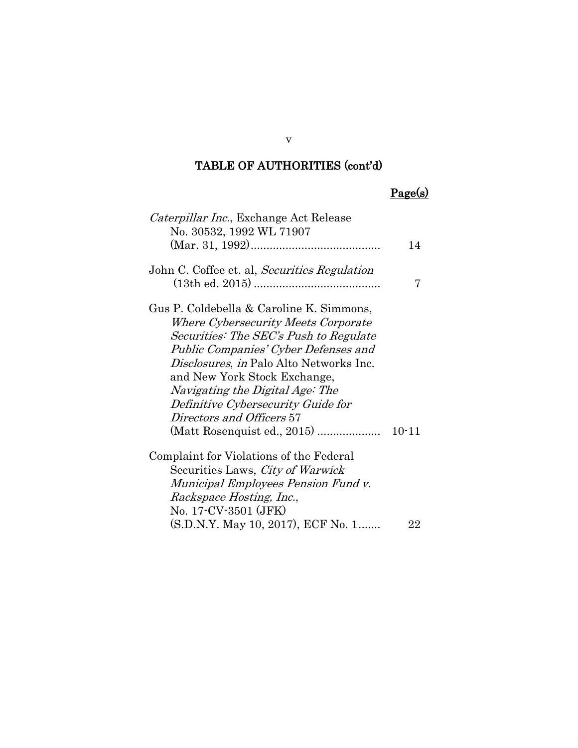## TABLE OF AUTHORITIES (cont'd)

| | Page(s) |
|---|---|
| *Caterpillar Inc.*, Exchange Act Release No. 30532, 1992 WL 71907 (Mar. 31, 1992) | 14 |
| John C. Coffee et. al, *Securities Regulation* (13th ed. 2015) | 7 |
| Gus P. Coldebella & Caroline K. Simmons, *Where Cybersecurity Meets Corporate Securities: The SEC's Push to Regulate Public Companies' Cyber Defenses and Disclosures*, *in* Palo Alto Networks Inc. and New York Stock Exchange, *Navigating the Digital Age: The Definitive Cybersecurity Guide for Directors and Officers* 57 (Matt Rosenquist ed., 2015) | 10-11 |
| Complaint for Violations of the Federal Securities Laws, *City of Warwick Municipal Employees Pension Fund v. Rackspace Hosting, Inc.*, No. 17-CV-3501 (JFK) (S.D.N.Y. May 10, 2017), ECF No. 1 | 22 |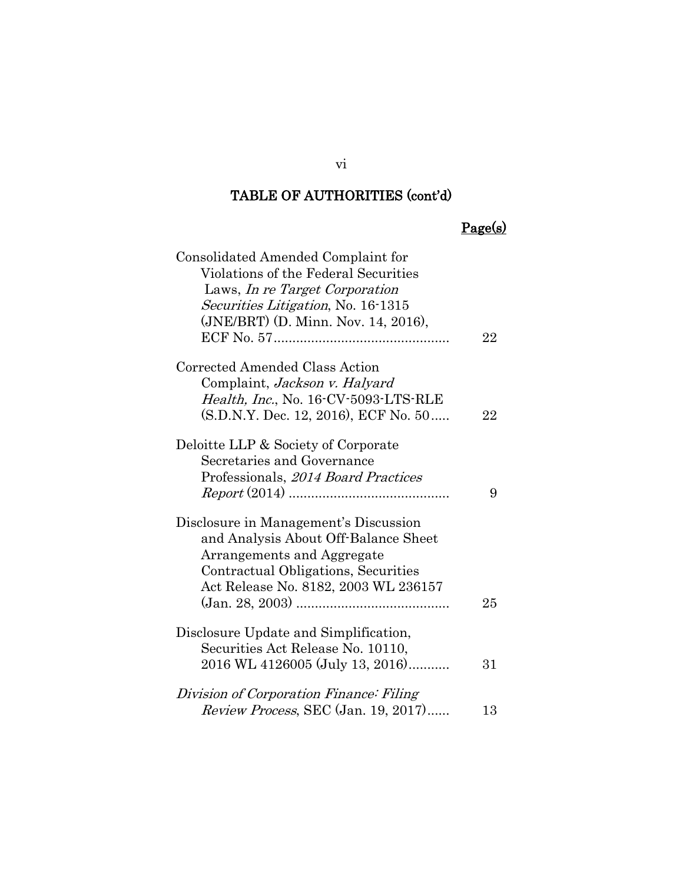## TABLE OF AUTHORITIES (cont'd)

| | Page(s) |
|---|---|
| Consolidated Amended Complaint for Violations of the Federal Securities Laws, *In re Target Corporation Securities Litigation*, No. 16-1315 (JNE/BRT) (D. Minn. Nov. 14, 2016), ECF No. 57 | 22 |
| Corrected Amended Class Action Complaint, *Jackson v. Halyard Health, Inc.*, No. 16-CV-5093-LTS-RLE (S.D.N.Y. Dec. 12, 2016), ECF No. 50 | 22 |
| Deloitte LLP & Society of Corporate Secretaries and Governance Professionals, *2014 Board Practices Report* (2014) | 9 |
| Disclosure in Management's Discussion and Analysis About Off-Balance Sheet Arrangements and Aggregate Contractual Obligations, Securities Act Release No. 8182, 2003 WL 236157 (Jan. 28, 2003) | 25 |
| Disclosure Update and Simplification, Securities Act Release No. 10110, 2016 WL 4126005 (July 13, 2016) | 31 |
| *Division of Corporation Finance: Filing Review Process*, SEC (Jan. 19, 2017) | 13 |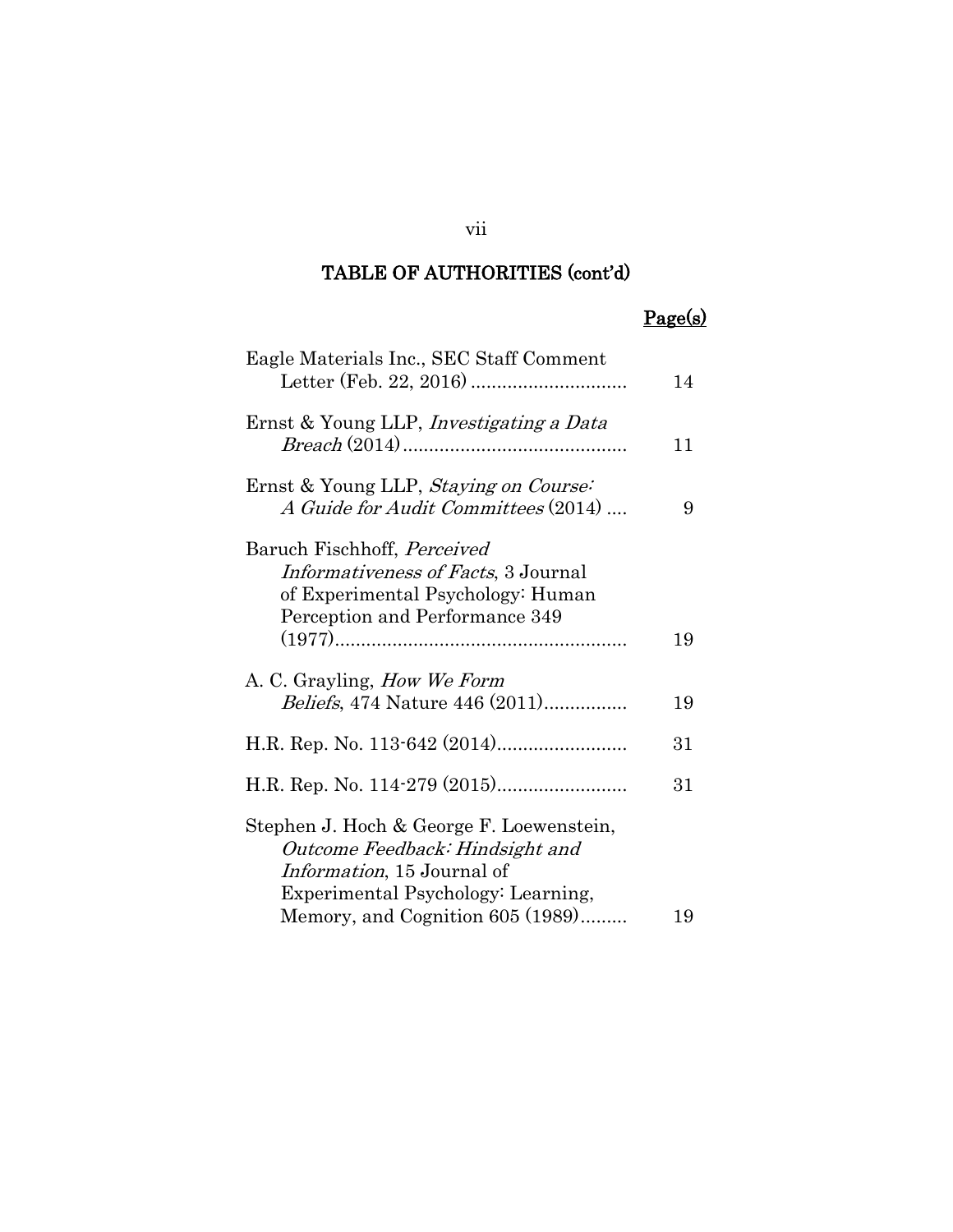## TABLE OF AUTHORITIES (cont'd)

| | Page(s) |
|---|---|
| Eagle Materials Inc., SEC Staff Comment Letter (Feb. 22, 2016) | 14 |
| Ernst & Young LLP, *Investigating a Data Breach* (2014) | 11 |
| Ernst & Young LLP, *Staying on Course: A Guide for Audit Committees* (2014) | 9 |
| Baruch Fischhoff, *Perceived Informativeness of Facts*, 3 Journal of Experimental Psychology: Human Perception and Performance 349 (1977) | 19 |
| A. C. Grayling, *How We Form Beliefs*, 474 Nature 446 (2011) | 19 |
| H.R. Rep. No. 113-642 (2014) | 31 |
| H.R. Rep. No. 114-279 (2015) | 31 |
| Stephen J. Hoch & George F. Loewenstein, *Outcome Feedback: Hindsight and Information*, 15 Journal of Experimental Psychology: Learning, Memory, and Cognition 605 (1989) | 19 |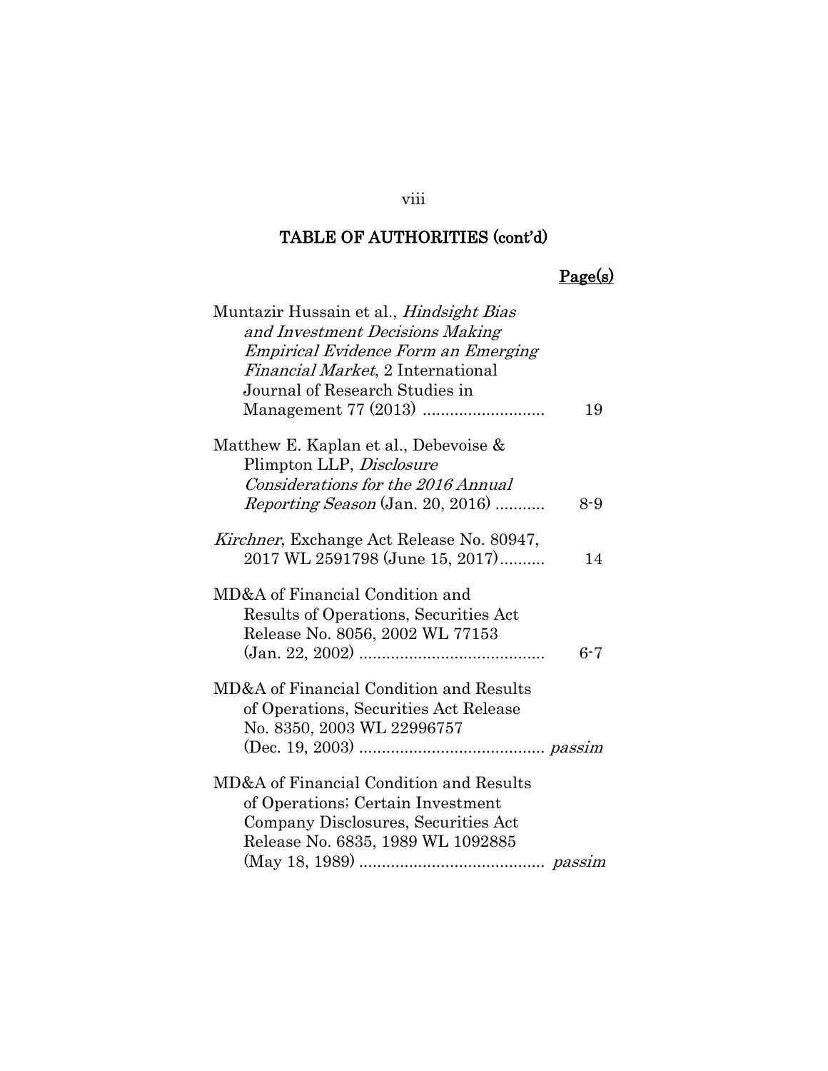## TABLE OF AUTHORITIES (cont'd)

| | Page(s) |
|---|---|
| Muntazir Hussain et al., *Hindsight Bias and Investment Decisions Making Empirical Evidence Form an Emerging Financial Market*, 2 International Journal of Research Studies in Management 77 (2013) | 19 |
| Matthew E. Kaplan et al., Debevoise & Plimpton LLP, *Disclosure Considerations for the 2016 Annual Reporting Season* (Jan. 20, 2016) | 8-9 |
| *Kirchner*, Exchange Act Release No. 80947, 2017 WL 2591798 (June 15, 2017) | 14 |
| MD&A of Financial Condition and Results of Operations, Securities Act Release No. 8056, 2002 WL 77153 (Jan. 22, 2002) | 6-7 |
| MD&A of Financial Condition and Results of Operations, Securities Act Release No. 8350, 2003 WL 22996757 (Dec. 19, 2003) | *passim* |
| MD&A of Financial Condition and Results of Operations; Certain Investment Company Disclosures, Securities Act Release No. 6835, 1989 WL 1092885 (May 18, 1989) | *passim* |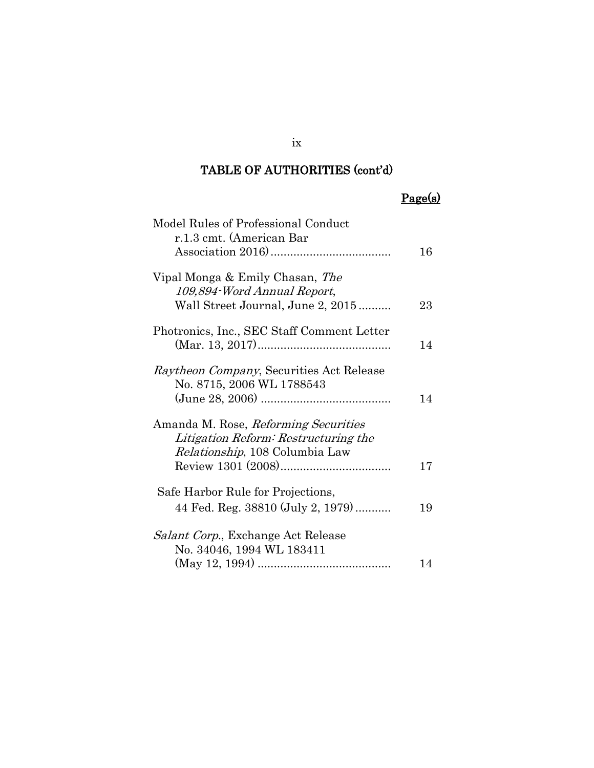## TABLE OF AUTHORITIES (cont'd)

| | Page(s) |
|---|---|
| Model Rules of Professional Conduct r.1.3 cmt. (American Bar Association 2016) | 16 |
| Vipal Monga & Emily Chasan, *The 109,894-Word Annual Report*, Wall Street Journal, June 2, 2015 | 23 |
| Photronics, Inc., SEC Staff Comment Letter (Mar. 13, 2017) | 14 |
| *Raytheon Company*, Securities Act Release No. 8715, 2006 WL 1788543 (June 28, 2006) | 14 |
| Amanda M. Rose, *Reforming Securities Litigation Reform: Restructuring the Relationship*, 108 Columbia Law Review 1301 (2008) | 17 |
| Safe Harbor Rule for Projections, 44 Fed. Reg. 38810 (July 2, 1979) | 19 |
| *Salant Corp.*, Exchange Act Release No. 34046, 1994 WL 183411 (May 12, 1994) | 14 |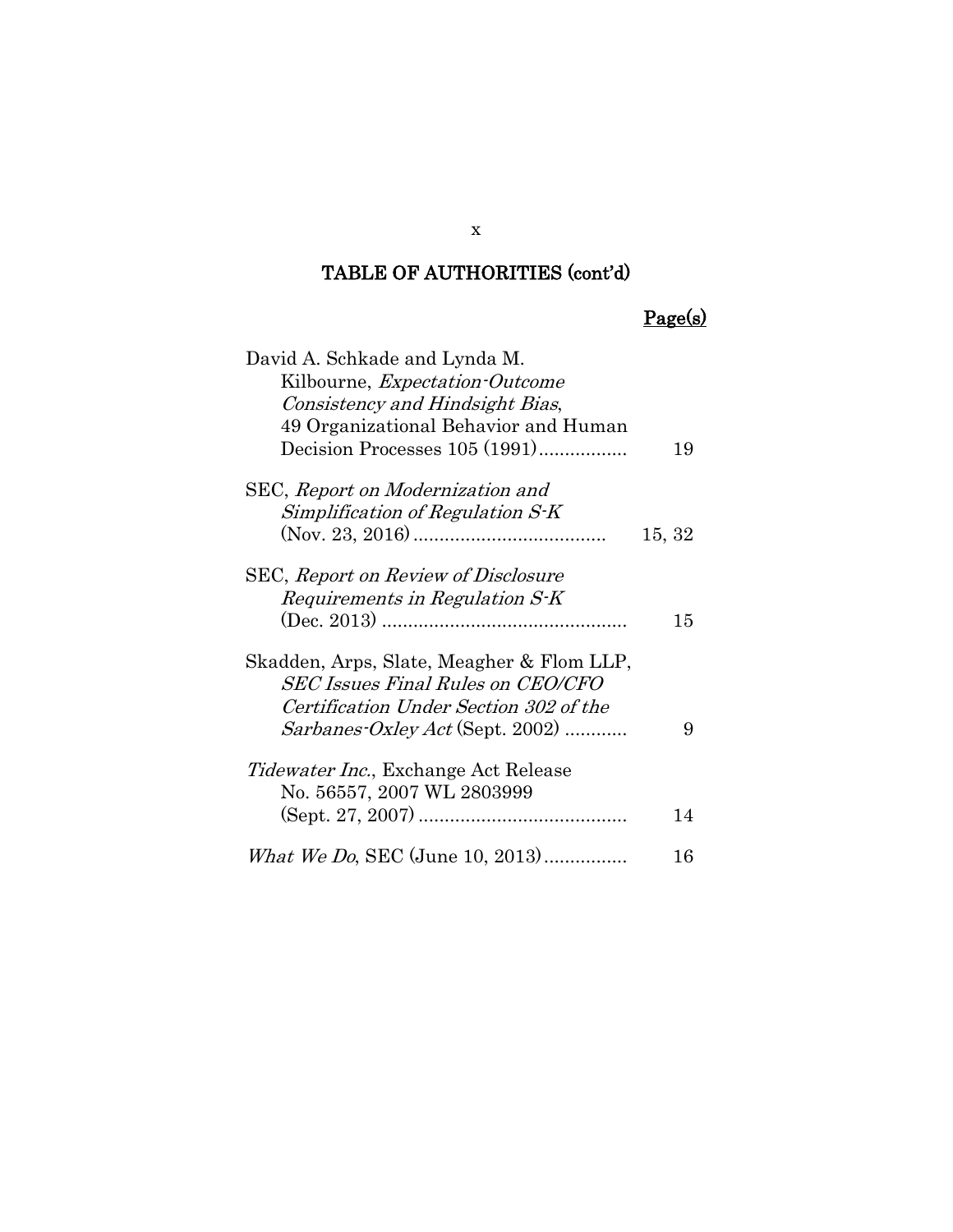## TABLE OF AUTHORITIES (cont'd)

| | Page(s) |
|---|---|
| David A. Schkade and Lynda M. Kilbourne, *Expectation-Outcome Consistency and Hindsight Bias*, 49 Organizational Behavior and Human Decision Processes 105 (1991)................. | 19 |
| SEC, *Report on Modernization and Simplification of Regulation S-K* (Nov. 23, 2016)..................................... | 15, 32 |
| SEC, *Report on Review of Disclosure Requirements in Regulation S-K* (Dec. 2013) ............................................... | 15 |
| Skadden, Arps, Slate, Meagher & Flom LLP, *SEC Issues Final Rules on CEO/CFO Certification Under Section 302 of the Sarbanes-Oxley Act* (Sept. 2002) ............ | 9 |
| *Tidewater Inc.*, Exchange Act Release No. 56557, 2007 WL 2803999 (Sept. 27, 2007)........................................ | 14 |
| *What We Do*, SEC (June 10, 2013)................ | 16 |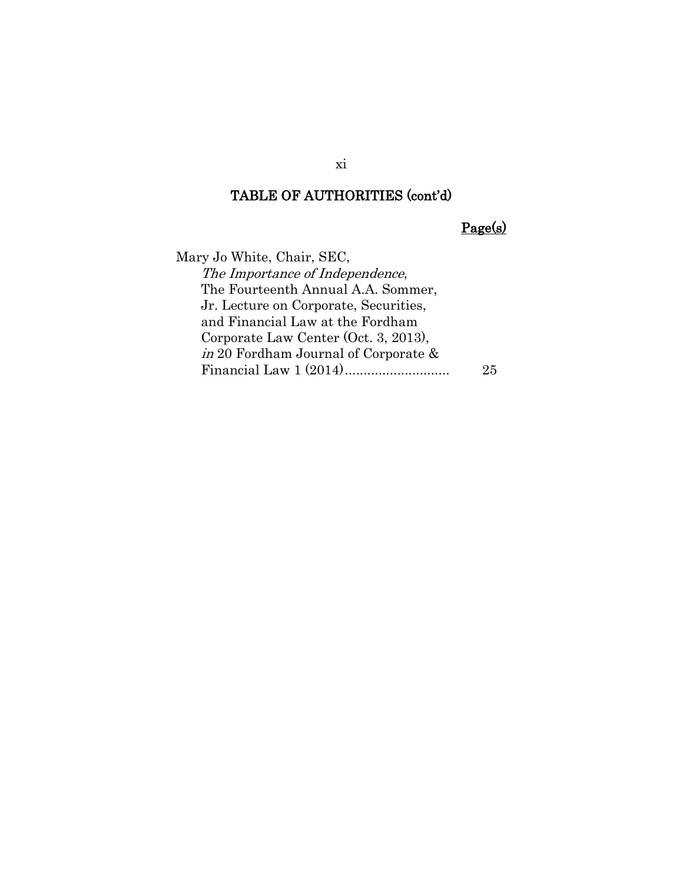## TABLE OF AUTHORITIES (cont'd)

| | Page(s) |
|---|---|
| Mary Jo White, Chair, SEC, *The Importance of Independence*, The Fourteenth Annual A.A. Sommer, Jr. Lecture on Corporate, Securities, and Financial Law at the Fordham Corporate Law Center (Oct. 3, 2013), *in* 20 Fordham Journal of Corporate & Financial Law 1 (2014) | 25 |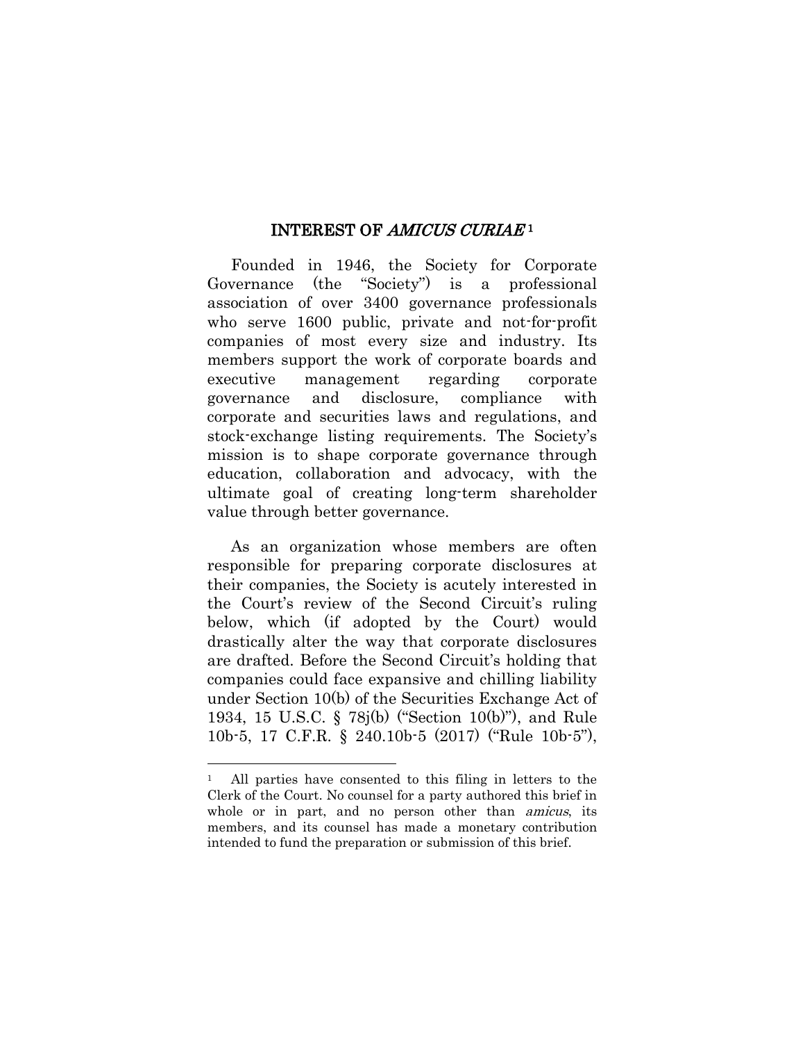## INTEREST OF *AMICUS CURIAE* [1]

Founded in 1946, the Society for Corporate Governance (the "Society") is a professional association of over 3400 governance professionals who serve 1600 public, private and not-for-profit companies of most every size and industry. Its members support the work of corporate boards and executive management regarding corporate governance and disclosure, compliance with corporate and securities laws and regulations, and stock-exchange listing requirements. The Society's mission is to shape corporate governance through education, collaboration and advocacy, with the ultimate goal of creating long-term shareholder value through better governance.

As an organization whose members are often responsible for preparing corporate disclosures at their companies, the Society is acutely interested in the Court's review of the Second Circuit's ruling below, which (if adopted by the Court) would drastically alter the way that corporate disclosures are drafted. Before the Second Circuit's holding that companies could face expansive and chilling liability under Section 10(b) of the Securities Exchange Act of 1934, 15 U.S.C. § 78j(b) ("Section 10(b)"), and Rule 10b-5, 17 C.F.R. § 240.10b-5 (2017) ("Rule 10b-5"),

---

[1] All parties have consented to this filing in letters to the Clerk of the Court. No counsel for a party authored this brief in whole or in part, and no person other than *amicus*, its members, and its counsel has made a monetary contribution intended to fund the preparation or submission of this brief.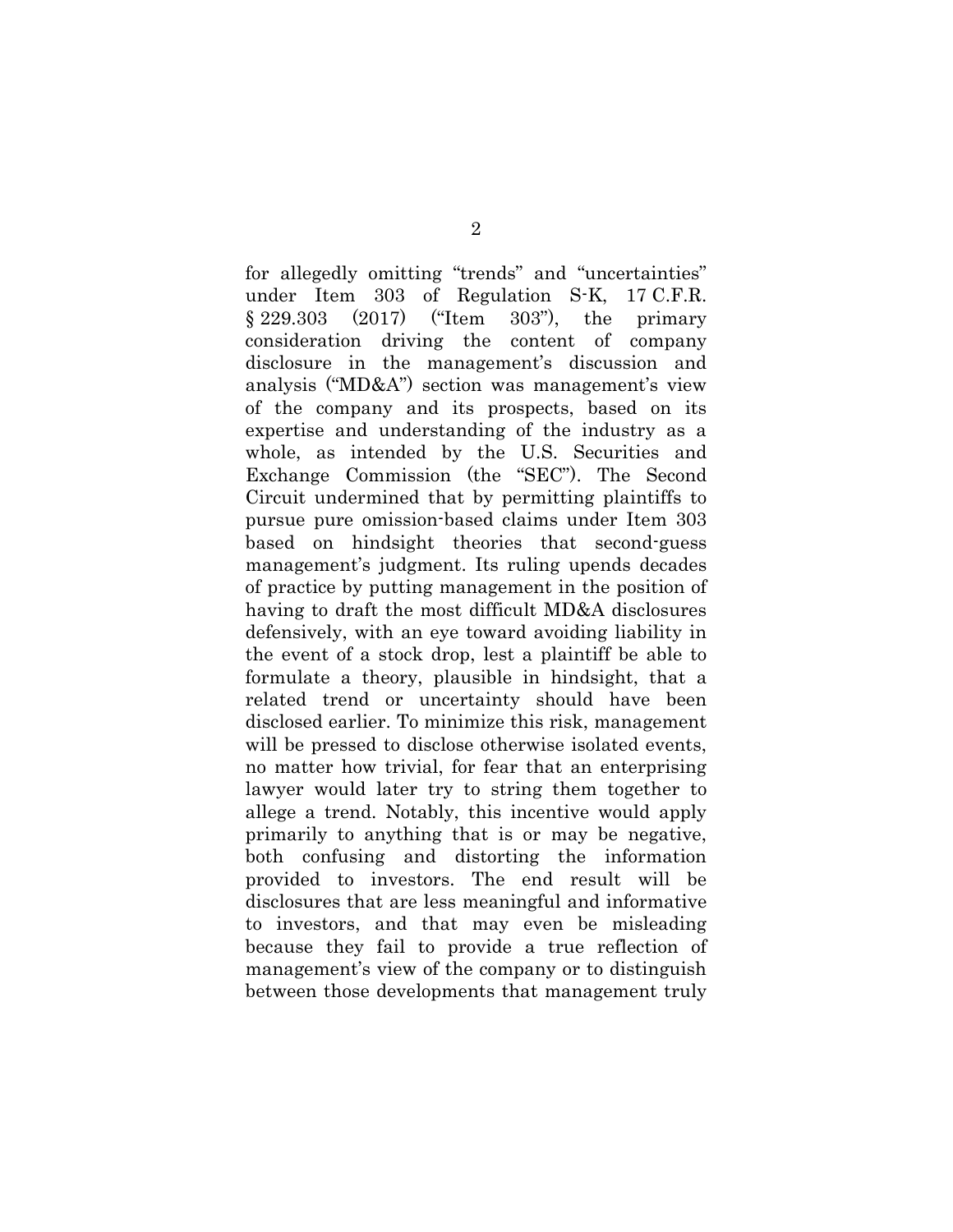for allegedly omitting "trends" and "uncertainties" under Item 303 of Regulation S-K, 17 C.F.R. § 229.303 (2017) ("Item 303"), the primary consideration driving the content of company disclosure in the management's discussion and analysis ("MD&A") section was management's view of the company and its prospects, based on its expertise and understanding of the industry as a whole, as intended by the U.S. Securities and Exchange Commission (the "SEC"). The Second Circuit undermined that by permitting plaintiffs to pursue pure omission-based claims under Item 303 based on hindsight theories that second-guess management's judgment. Its ruling upends decades of practice by putting management in the position of having to draft the most difficult MD&A disclosures defensively, with an eye toward avoiding liability in the event of a stock drop, lest a plaintiff be able to formulate a theory, plausible in hindsight, that a related trend or uncertainty should have been disclosed earlier. To minimize this risk, management will be pressed to disclose otherwise isolated events, no matter how trivial, for fear that an enterprising lawyer would later try to string them together to allege a trend. Notably, this incentive would apply primarily to anything that is or may be negative, both confusing and distorting the information provided to investors. The end result will be disclosures that are less meaningful and informative to investors, and that may even be misleading because they fail to provide a true reflection of management's view of the company or to distinguish between those developments that management truly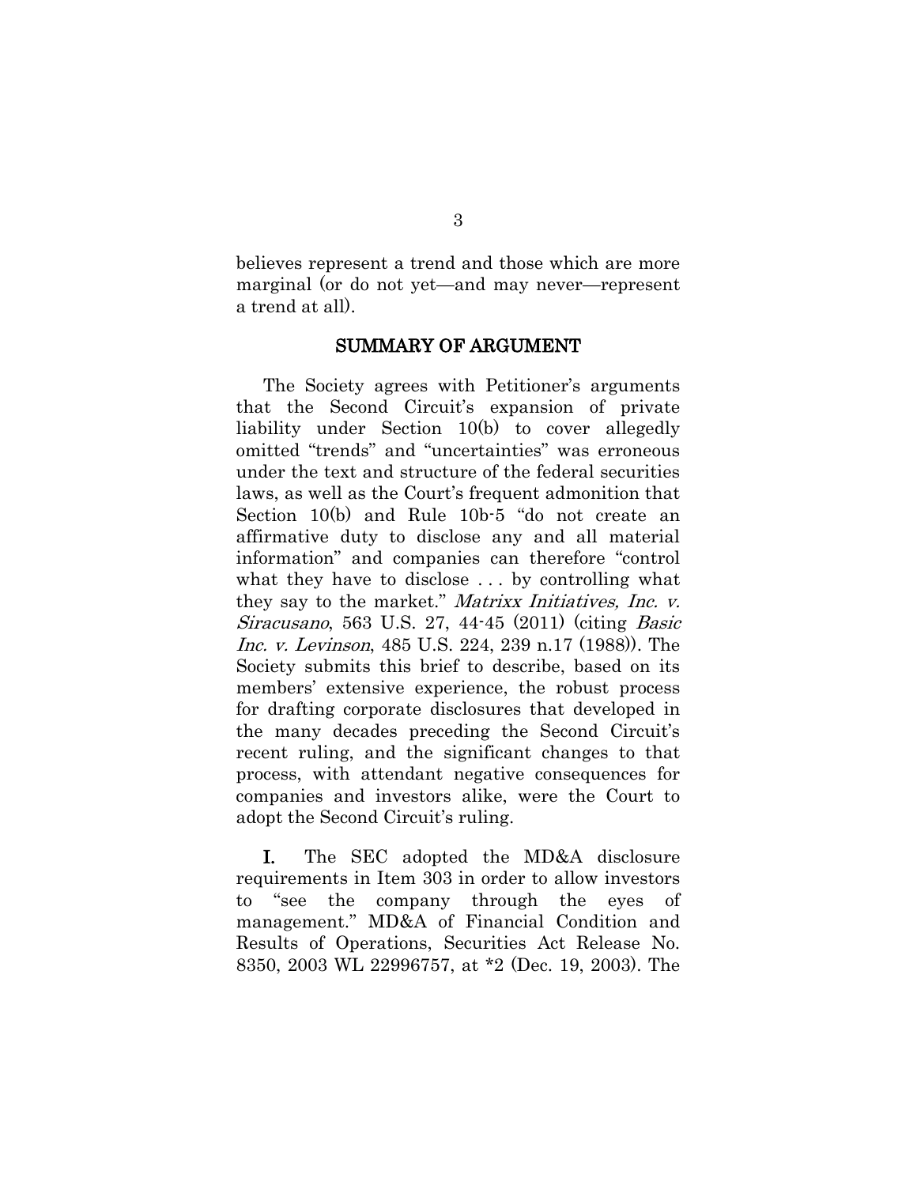believes represent a trend and those which are more marginal (or do not yet—and may never—represent a trend at all).

## SUMMARY OF ARGUMENT

The Society agrees with Petitioner's arguments that the Second Circuit's expansion of private liability under Section 10(b) to cover allegedly omitted "trends" and "uncertainties" was erroneous under the text and structure of the federal securities laws, as well as the Court's frequent admonition that Section 10(b) and Rule 10b-5 "do not create an affirmative duty to disclose any and all material information" and companies can therefore "control what they have to disclose . . . by controlling what they say to the market." *Matrixx Initiatives, Inc. v. Siracusano*, 563 U.S. 27, 44-45 (2011) (citing *Basic Inc. v. Levinson*, 485 U.S. 224, 239 n.17 (1988)). The Society submits this brief to describe, based on its members' extensive experience, the robust process for drafting corporate disclosures that developed in the many decades preceding the Second Circuit's recent ruling, and the significant changes to that process, with attendant negative consequences for companies and investors alike, were the Court to adopt the Second Circuit's ruling.

**I.** The SEC adopted the MD&A disclosure requirements in Item 303 in order to allow investors to "see the company through the eyes of management." MD&A of Financial Condition and Results of Operations, Securities Act Release No. 8350, 2003 WL 22996757, at *2 (Dec. 19, 2003). The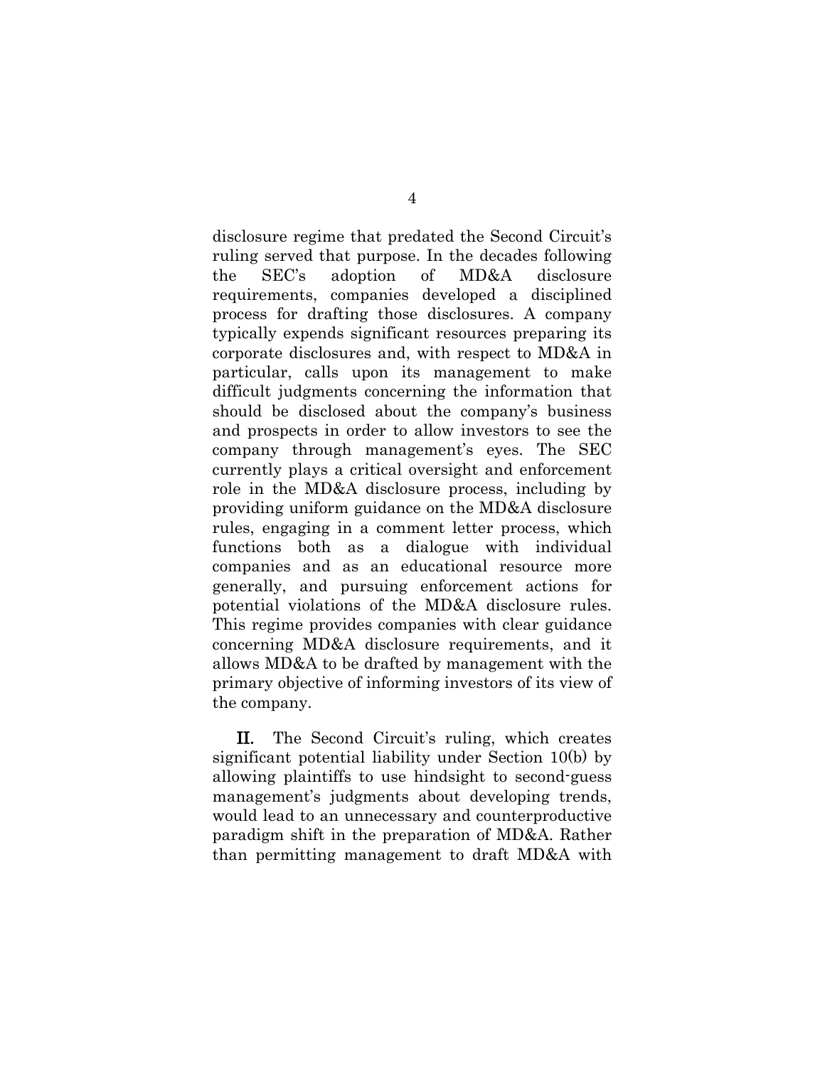disclosure regime that predated the Second Circuit's ruling served that purpose. In the decades following the SEC's adoption of MD&A disclosure requirements, companies developed a disciplined process for drafting those disclosures. A company typically expends significant resources preparing its corporate disclosures and, with respect to MD&A in particular, calls upon its management to make difficult judgments concerning the information that should be disclosed about the company's business and prospects in order to allow investors to see the company through management's eyes. The SEC currently plays a critical oversight and enforcement role in the MD&A disclosure process, including by providing uniform guidance on the MD&A disclosure rules, engaging in a comment letter process, which functions both as a dialogue with individual companies and as an educational resource more generally, and pursuing enforcement actions for potential violations of the MD&A disclosure rules. This regime provides companies with clear guidance concerning MD&A disclosure requirements, and it allows MD&A to be drafted by management with the primary objective of informing investors of its view of the company.

**II.** The Second Circuit's ruling, which creates significant potential liability under Section 10(b) by allowing plaintiffs to use hindsight to second-guess management's judgments about developing trends, would lead to an unnecessary and counterproductive paradigm shift in the preparation of MD&A. Rather than permitting management to draft MD&A with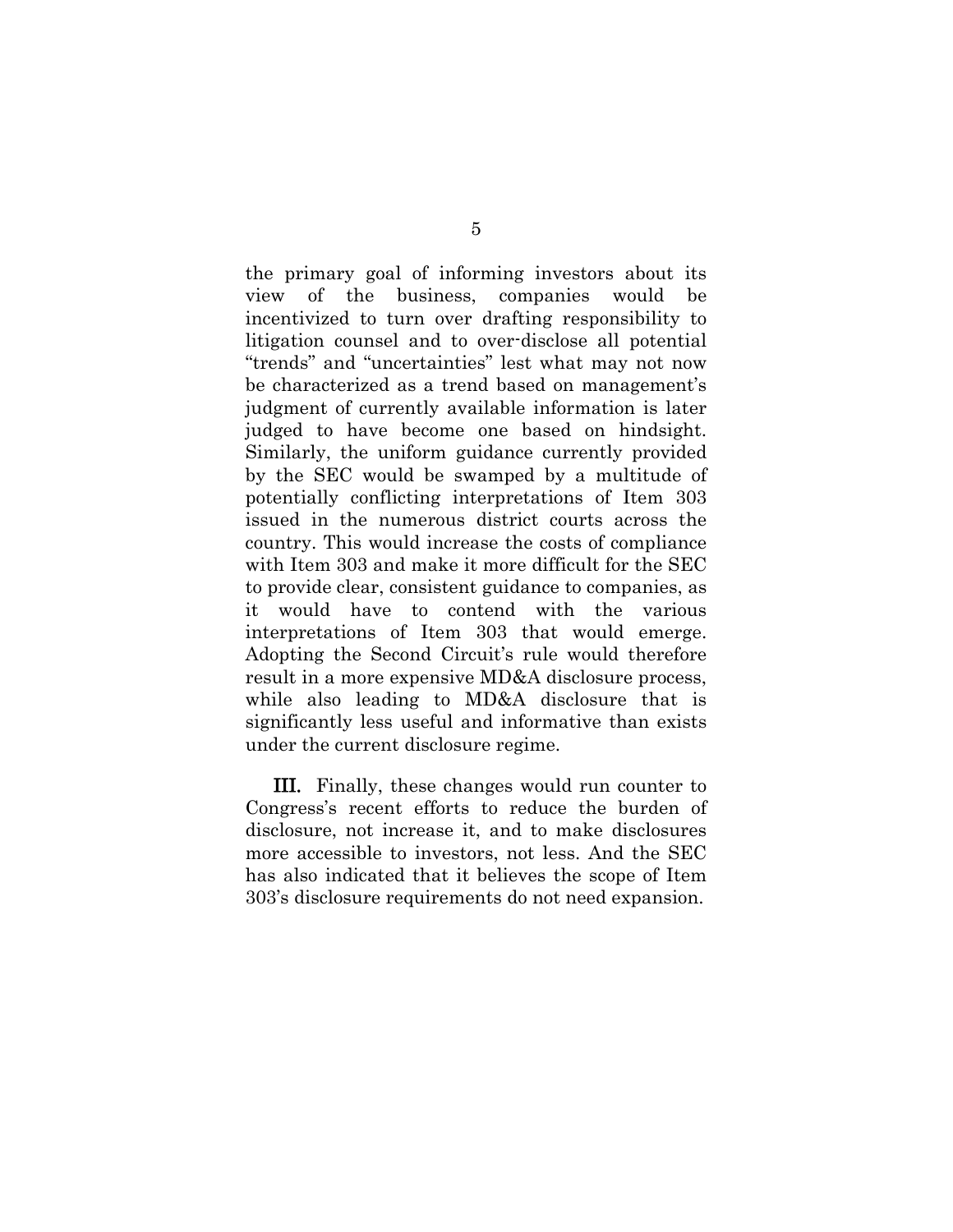the primary goal of informing investors about its view of the business, companies would be incentivized to turn over drafting responsibility to litigation counsel and to over-disclose all potential "trends" and "uncertainties" lest what may not now be characterized as a trend based on management's judgment of currently available information is later judged to have become one based on hindsight. Similarly, the uniform guidance currently provided by the SEC would be swamped by a multitude of potentially conflicting interpretations of Item 303 issued in the numerous district courts across the country. This would increase the costs of compliance with Item 303 and make it more difficult for the SEC to provide clear, consistent guidance to companies, as it would have to contend with the various interpretations of Item 303 that would emerge. Adopting the Second Circuit's rule would therefore result in a more expensive MD&A disclosure process, while also leading to MD&A disclosure that is significantly less useful and informative than exists under the current disclosure regime.

**III.** Finally, these changes would run counter to Congress's recent efforts to reduce the burden of disclosure, not increase it, and to make disclosures more accessible to investors, not less. And the SEC has also indicated that it believes the scope of Item 303's disclosure requirements do not need expansion.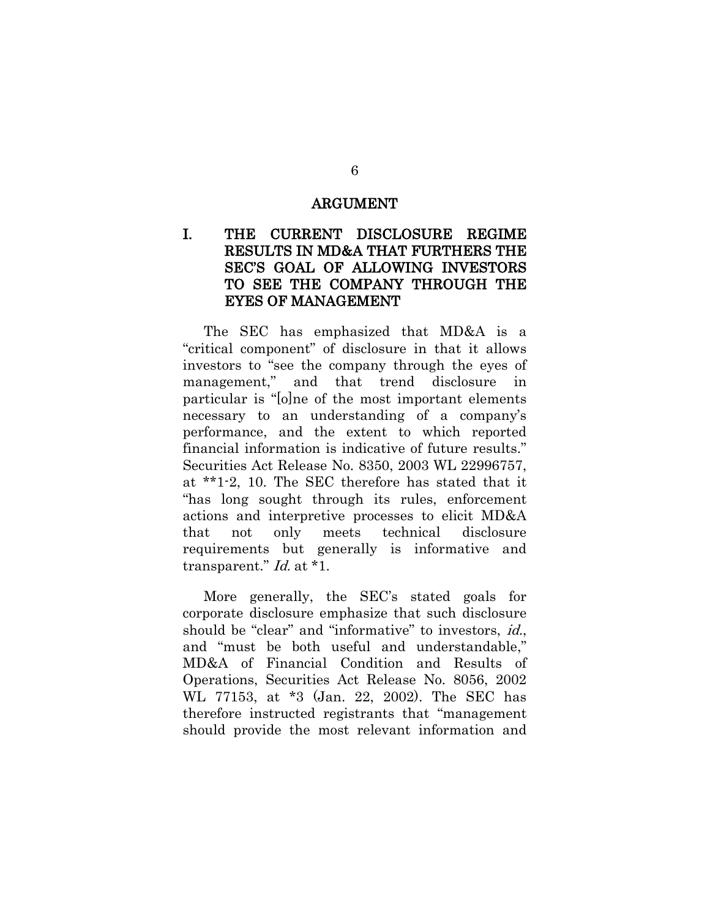## ARGUMENT

### I. THE CURRENT DISCLOSURE REGIME RESULTS IN MD&A THAT FURTHERS THE SEC'S GOAL OF ALLOWING INVESTORS TO SEE THE COMPANY THROUGH THE EYES OF MANAGEMENT

The SEC has emphasized that MD&A is a "critical component" of disclosure in that it allows investors to "see the company through the eyes of management," and that trend disclosure in particular is "[o]ne of the most important elements necessary to an understanding of a company's performance, and the extent to which reported financial information is indicative of future results." Securities Act Release No. 8350, 2003 WL 22996757, at **1-2, 10. The SEC therefore has stated that it "has long sought through its rules, enforcement actions and interpretive processes to elicit MD&A that not only meets technical disclosure requirements but generally is informative and transparent." *Id.* at *1.

More generally, the SEC's stated goals for corporate disclosure emphasize that such disclosure should be "clear" and "informative" to investors, *id.*, and "must be both useful and understandable," MD&A of Financial Condition and Results of Operations, Securities Act Release No. 8056, 2002 WL 77153, at *3 (Jan. 22, 2002). The SEC has therefore instructed registrants that "management should provide the most relevant information and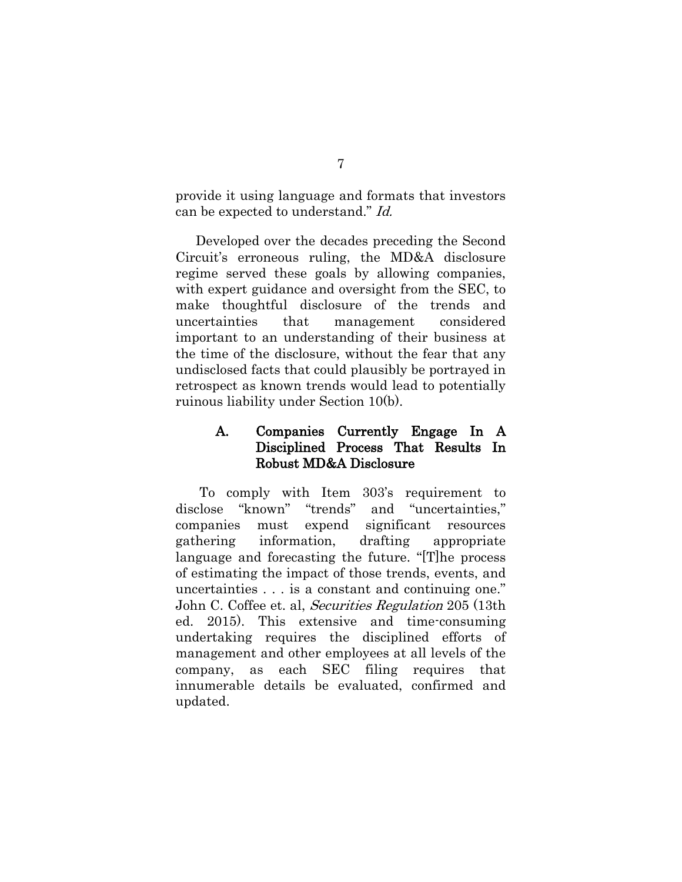provide it using language and formats that investors can be expected to understand." *Id.*

Developed over the decades preceding the Second Circuit's erroneous ruling, the MD&A disclosure regime served these goals by allowing companies, with expert guidance and oversight from the SEC, to make thoughtful disclosure of the trends and uncertainties that management considered important to an understanding of their business at the time of the disclosure, without the fear that any undisclosed facts that could plausibly be portrayed in retrospect as known trends would lead to potentially ruinous liability under Section 10(b).

### A. Companies Currently Engage In A Disciplined Process That Results In Robust MD&A Disclosure

To comply with Item 303's requirement to disclose "known" "trends" and "uncertainties," companies must expend significant resources gathering information, drafting appropriate language and forecasting the future. "[T]he process of estimating the impact of those trends, events, and uncertainties . . . is a constant and continuing one." John C. Coffee et. al, *Securities Regulation* 205 (13th ed. 2015). This extensive and time-consuming undertaking requires the disciplined efforts of management and other employees at all levels of the company, as each SEC filing requires that innumerable details be evaluated, confirmed and updated.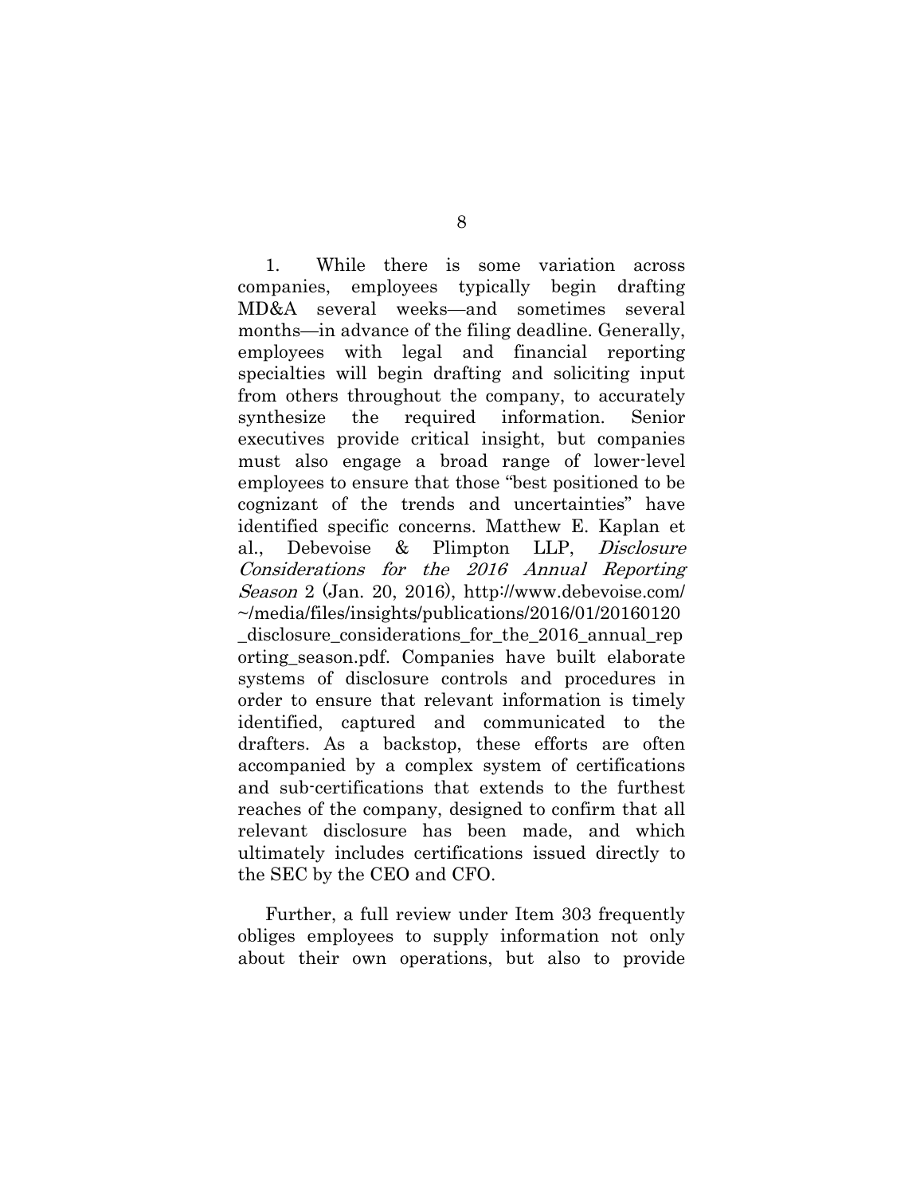1. While there is some variation across companies, employees typically begin drafting MD&A several weeks—and sometimes several months—in advance of the filing deadline. Generally, employees with legal and financial reporting specialties will begin drafting and soliciting input from others throughout the company, to accurately synthesize the required information. Senior executives provide critical insight, but companies must also engage a broad range of lower-level employees to ensure that those "best positioned to be cognizant of the trends and uncertainties" have identified specific concerns. Matthew E. Kaplan et al., Debevoise & Plimpton LLP, *Disclosure Considerations for the 2016 Annual Reporting Season* 2 (Jan. 20, 2016), http://www.debevoise.com/~/media/files/insights/publications/2016/01/20160120_disclosure_considerations_for_the_2016_annual_reporting_season.pdf. Companies have built elaborate systems of disclosure controls and procedures in order to ensure that relevant information is timely identified, captured and communicated to the drafters. As a backstop, these efforts are often accompanied by a complex system of certifications and sub-certifications that extends to the furthest reaches of the company, designed to confirm that all relevant disclosure has been made, and which ultimately includes certifications issued directly to the SEC by the CEO and CFO.

Further, a full review under Item 303 frequently obliges employees to supply information not only about their own operations, but also to provide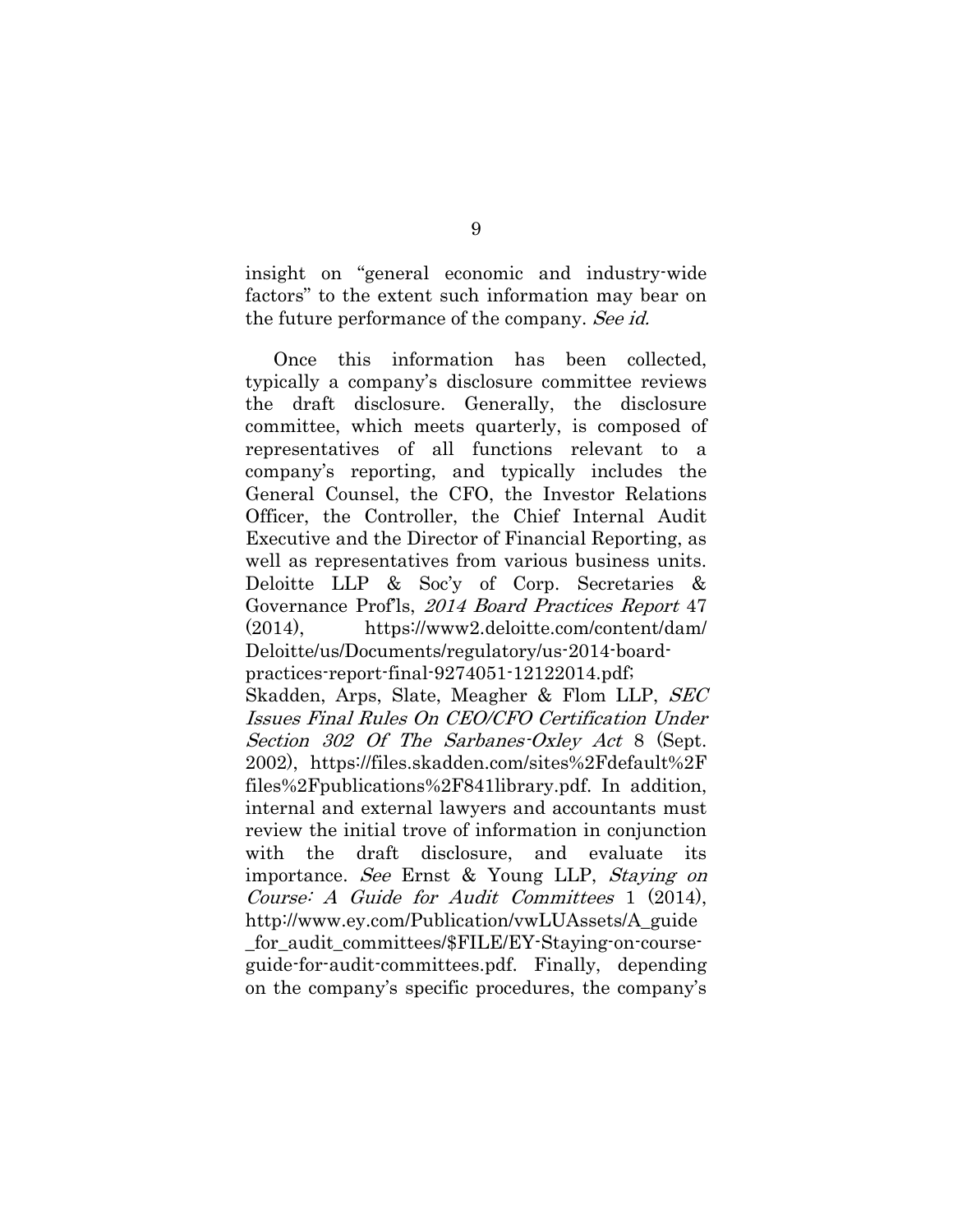insight on "general economic and industry-wide factors" to the extent such information may bear on the future performance of the company. *See id.*

Once this information has been collected, typically a company's disclosure committee reviews the draft disclosure. Generally, the disclosure committee, which meets quarterly, is composed of representatives of all functions relevant to a company's reporting, and typically includes the General Counsel, the CFO, the Investor Relations Officer, the Controller, the Chief Internal Audit Executive and the Director of Financial Reporting, as well as representatives from various business units. Deloitte LLP & Soc'y of Corp. Secretaries & Governance Prof'ls, *2014 Board Practices Report* 47 (2014), https://www2.deloitte.com/content/dam/Deloitte/us/Documents/regulatory/us-2014-board-practices-report-final-9274051-12122014.pdf; Skadden, Arps, Slate, Meagher & Flom LLP, *SEC Issues Final Rules On CEO/CFO Certification Under Section 302 Of The Sarbanes-Oxley Act* 8 (Sept. 2002), https://files.skadden.com/sites%2Fdefault%2Ffiles%2Fpublications%2F841library.pdf. In addition, internal and external lawyers and accountants must review the initial trove of information in conjunction with the draft disclosure, and evaluate its importance. *See* Ernst & Young LLP, *Staying on Course: A Guide for Audit Committees* 1 (2014), http://www.ey.com/Publication/vwLUAssets/A_guide_for_audit_committees/$FILE/EY-Staying-on-course-guide-for-audit-committees.pdf. Finally, depending on the company's specific procedures, the company's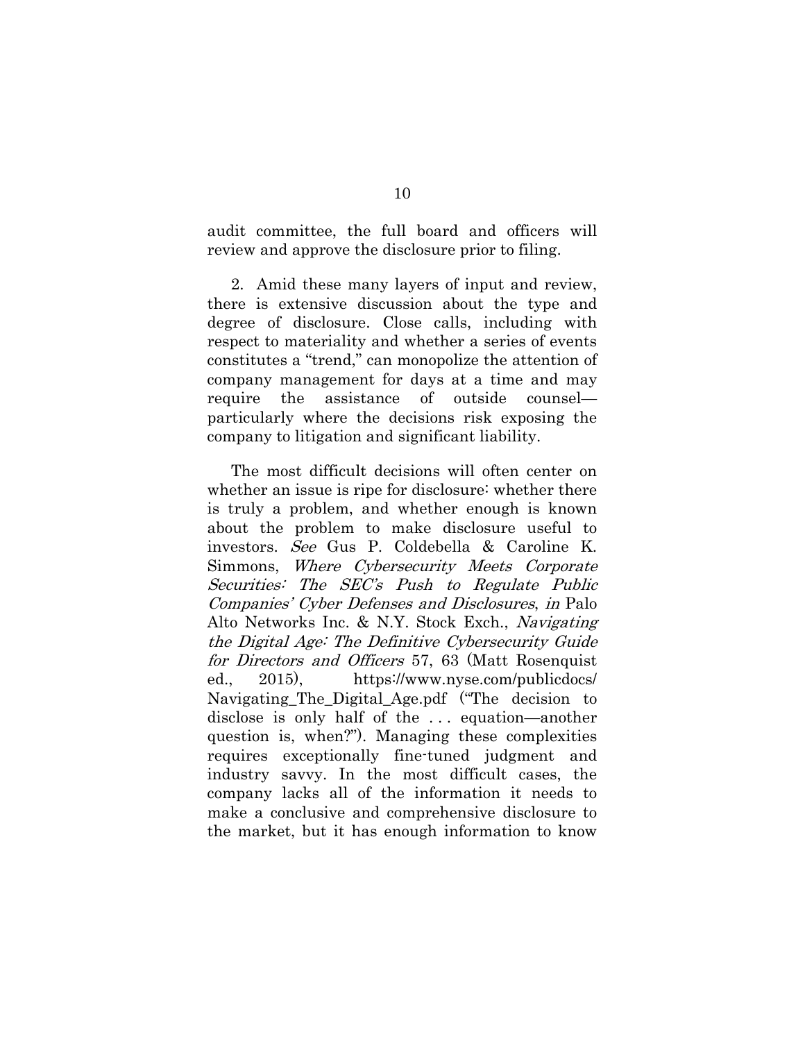audit committee, the full board and officers will review and approve the disclosure prior to filing.

2. Amid these many layers of input and review, there is extensive discussion about the type and degree of disclosure. Close calls, including with respect to materiality and whether a series of events constitutes a "trend," can monopolize the attention of company management for days at a time and may require the assistance of outside counsel—particularly where the decisions risk exposing the company to litigation and significant liability.

The most difficult decisions will often center on whether an issue is ripe for disclosure: whether there is truly a problem, and whether enough is known about the problem to make disclosure useful to investors. *See* Gus P. Coldebella & Caroline K. Simmons, *Where Cybersecurity Meets Corporate Securities: The SEC's Push to Regulate Public Companies' Cyber Defenses and Disclosures*, *in* Palo Alto Networks Inc. & N.Y. Stock Exch., *Navigating the Digital Age: The Definitive Cybersecurity Guide for Directors and Officers* 57, 63 (Matt Rosenquist ed., 2015), https://www.nyse.com/publicdocs/Navigating_The_Digital_Age.pdf ("The decision to disclose is only half of the . . . equation—another question is, when?"). Managing these complexities requires exceptionally fine-tuned judgment and industry savvy. In the most difficult cases, the company lacks all of the information it needs to make a conclusive and comprehensive disclosure to the market, but it has enough information to know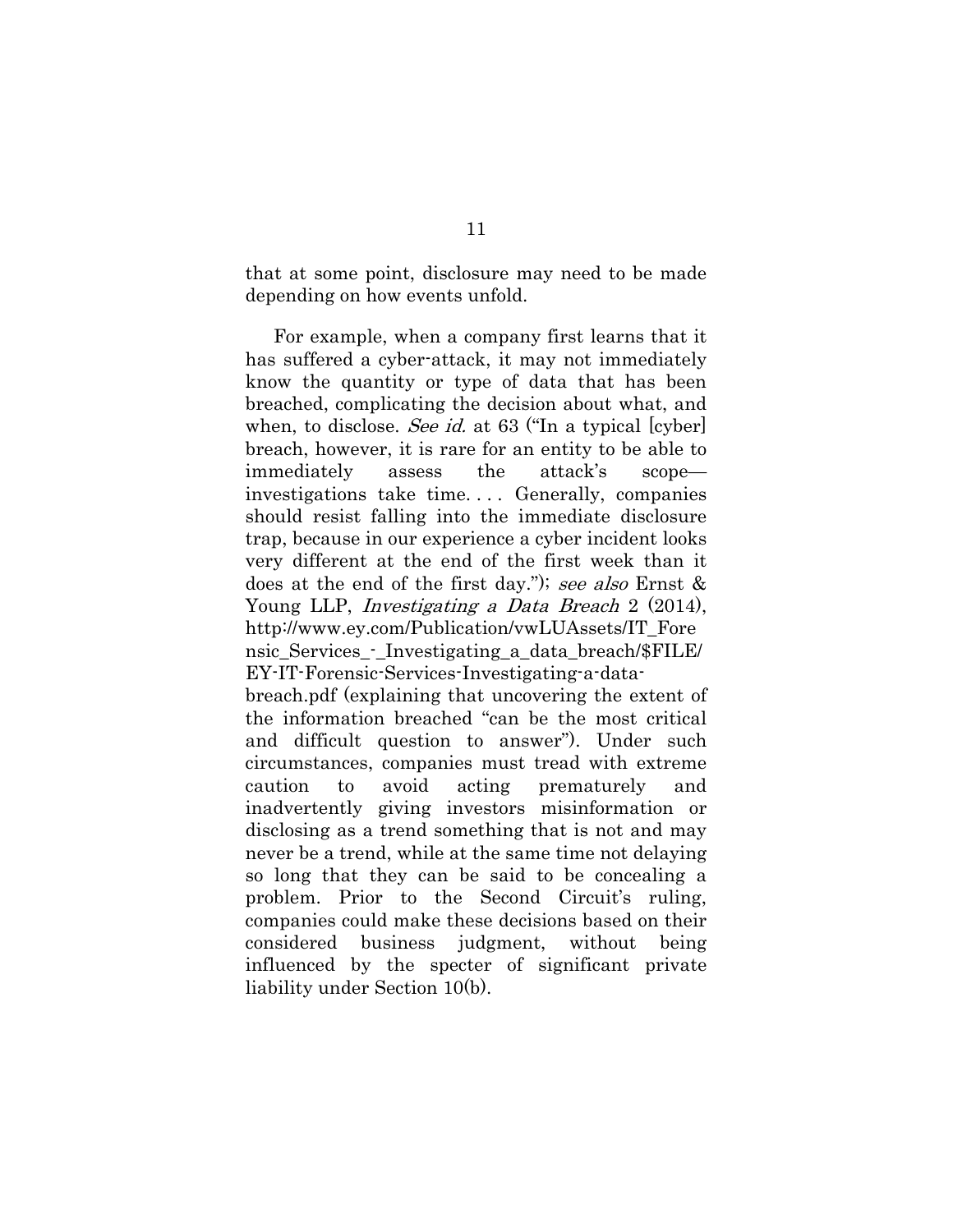that at some point, disclosure may need to be made depending on how events unfold.

For example, when a company first learns that it has suffered a cyber-attack, it may not immediately know the quantity or type of data that has been breached, complicating the decision about what, and when, to disclose. *See id.* at 63 ("In a typical [cyber] breach, however, it is rare for an entity to be able to immediately assess the attack's scope—investigations take time. . . . Generally, companies should resist falling into the immediate disclosure trap, because in our experience a cyber incident looks very different at the end of the first week than it does at the end of the first day."); *see also* Ernst & Young LLP, *Investigating a Data Breach* 2 (2014), http://www.ey.com/Publication/vwLUAssets/IT_Forensic_Services_-_Investigating_a_data_breach/$FILE/EY-IT-Forensic-Services-Investigating-a-data-breach.pdf (explaining that uncovering the extent of the information breached "can be the most critical and difficult question to answer"). Under such circumstances, companies must tread with extreme caution to avoid acting prematurely and inadvertently giving investors misinformation or disclosing as a trend something that is not and may never be a trend, while at the same time not delaying so long that they can be said to be concealing a problem. Prior to the Second Circuit's ruling, companies could make these decisions based on their considered business judgment, without being influenced by the specter of significant private liability under Section 10(b).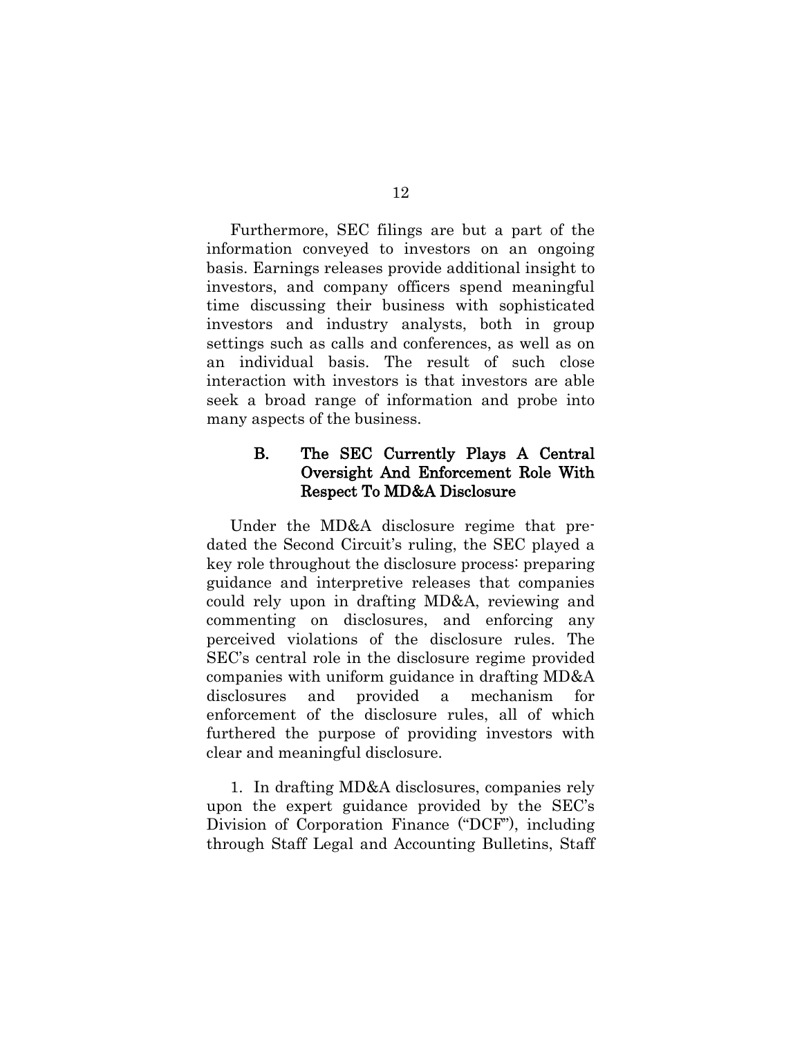Furthermore, SEC filings are but a part of the information conveyed to investors on an ongoing basis. Earnings releases provide additional insight to investors, and company officers spend meaningful time discussing their business with sophisticated investors and industry analysts, both in group settings such as calls and conferences, as well as on an individual basis. The result of such close interaction with investors is that investors are able seek a broad range of information and probe into many aspects of the business.

### B. The SEC Currently Plays A Central Oversight And Enforcement Role With Respect To MD&A Disclosure

Under the MD&A disclosure regime that pre-dated the Second Circuit's ruling, the SEC played a key role throughout the disclosure process: preparing guidance and interpretive releases that companies could rely upon in drafting MD&A, reviewing and commenting on disclosures, and enforcing any perceived violations of the disclosure rules. The SEC's central role in the disclosure regime provided companies with uniform guidance in drafting MD&A disclosures and provided a mechanism for enforcement of the disclosure rules, all of which furthered the purpose of providing investors with clear and meaningful disclosure.

1. In drafting MD&A disclosures, companies rely upon the expert guidance provided by the SEC's Division of Corporation Finance ("DCF"), including through Staff Legal and Accounting Bulletins, Staff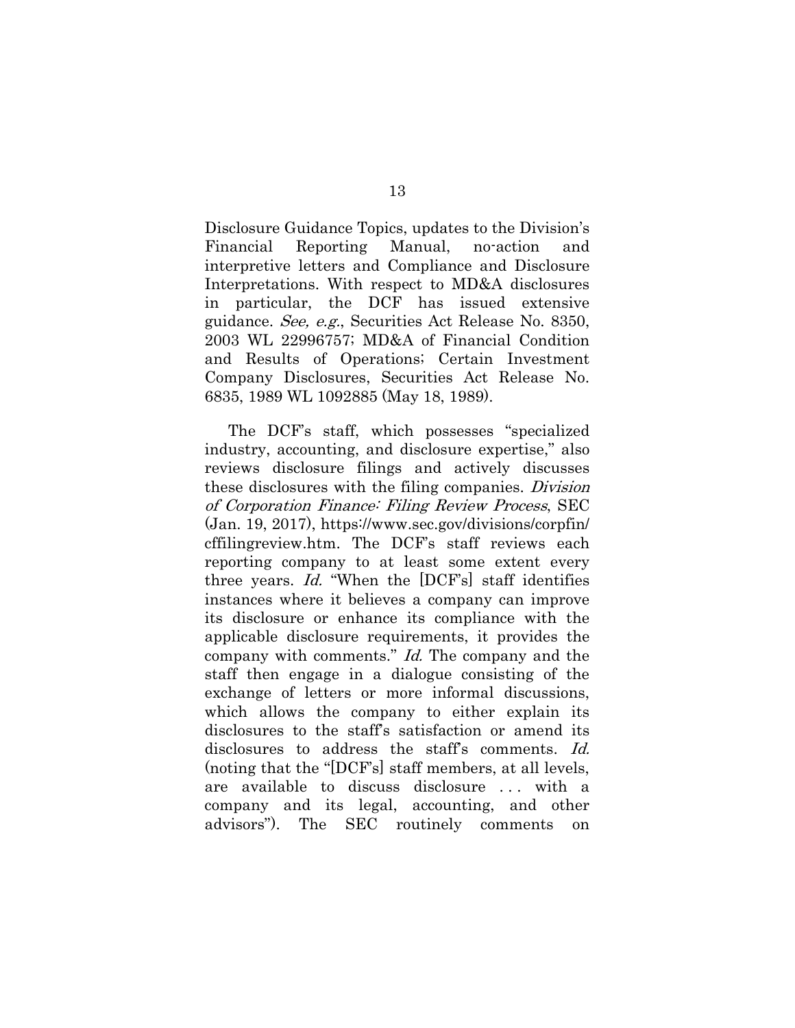Disclosure Guidance Topics, updates to the Division's Financial Reporting Manual, no-action and interpretive letters and Compliance and Disclosure Interpretations. With respect to MD&A disclosures in particular, the DCF has issued extensive guidance. *See, e.g.*, Securities Act Release No. 8350, 2003 WL 22996757; MD&A of Financial Condition and Results of Operations; Certain Investment Company Disclosures, Securities Act Release No. 6835, 1989 WL 1092885 (May 18, 1989).

The DCF's staff, which possesses "specialized industry, accounting, and disclosure expertise," also reviews disclosure filings and actively discusses these disclosures with the filing companies. *Division of Corporation Finance: Filing Review Process*, SEC (Jan. 19, 2017), https://www.sec.gov/divisions/corpfin/cffilingreview.htm. The DCF's staff reviews each reporting company to at least some extent every three years. *Id.* "When the [DCF's] staff identifies instances where it believes a company can improve its disclosure or enhance its compliance with the applicable disclosure requirements, it provides the company with comments." *Id.* The company and the staff then engage in a dialogue consisting of the exchange of letters or more informal discussions, which allows the company to either explain its disclosures to the staff's satisfaction or amend its disclosures to address the staff's comments. *Id.* (noting that the "[DCF's] staff members, at all levels, are available to discuss disclosure . . . with a company and its legal, accounting, and other advisors"). The SEC routinely comments on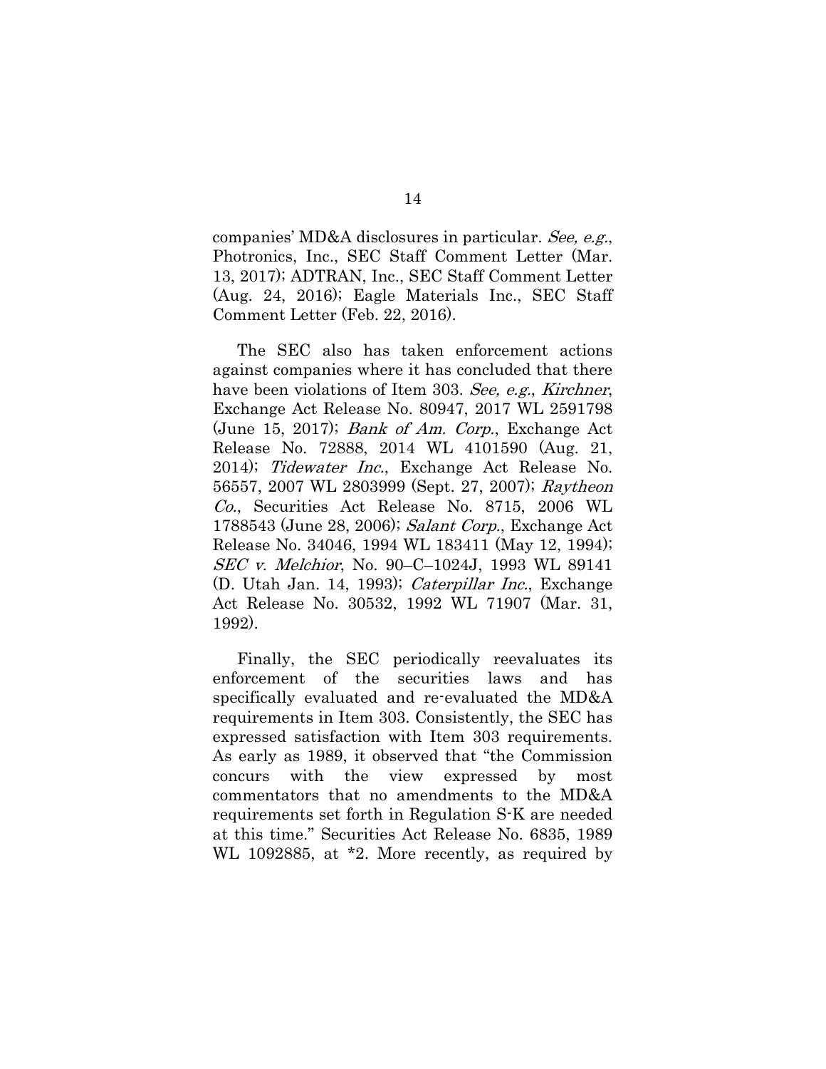companies' MD&A disclosures in particular. *See, e.g.*, Photronics, Inc., SEC Staff Comment Letter (Mar. 13, 2017); ADTRAN, Inc., SEC Staff Comment Letter (Aug. 24, 2016); Eagle Materials Inc., SEC Staff Comment Letter (Feb. 22, 2016).

The SEC also has taken enforcement actions against companies where it has concluded that there have been violations of Item 303. *See, e.g.*, *Kirchner*, Exchange Act Release No. 80947, 2017 WL 2591798 (June 15, 2017); *Bank of Am. Corp.*, Exchange Act Release No. 72888, 2014 WL 4101590 (Aug. 21, 2014); *Tidewater Inc.*, Exchange Act Release No. 56557, 2007 WL 2803999 (Sept. 27, 2007); *Raytheon Co.*, Securities Act Release No. 8715, 2006 WL 1788543 (June 28, 2006); *Salant Corp.*, Exchange Act Release No. 34046, 1994 WL 183411 (May 12, 1994); *SEC v. Melchior*, No. 90–C–1024J, 1993 WL 89141 (D. Utah Jan. 14, 1993); *Caterpillar Inc.*, Exchange Act Release No. 30532, 1992 WL 71907 (Mar. 31, 1992).

Finally, the SEC periodically reevaluates its enforcement of the securities laws and has specifically evaluated and re-evaluated the MD&A requirements in Item 303. Consistently, the SEC has expressed satisfaction with Item 303 requirements. As early as 1989, it observed that "the Commission concurs with the view expressed by most commentators that no amendments to the MD&A requirements set forth in Regulation S-K are needed at this time." Securities Act Release No. 6835, 1989 WL 1092885, at *2. More recently, as required by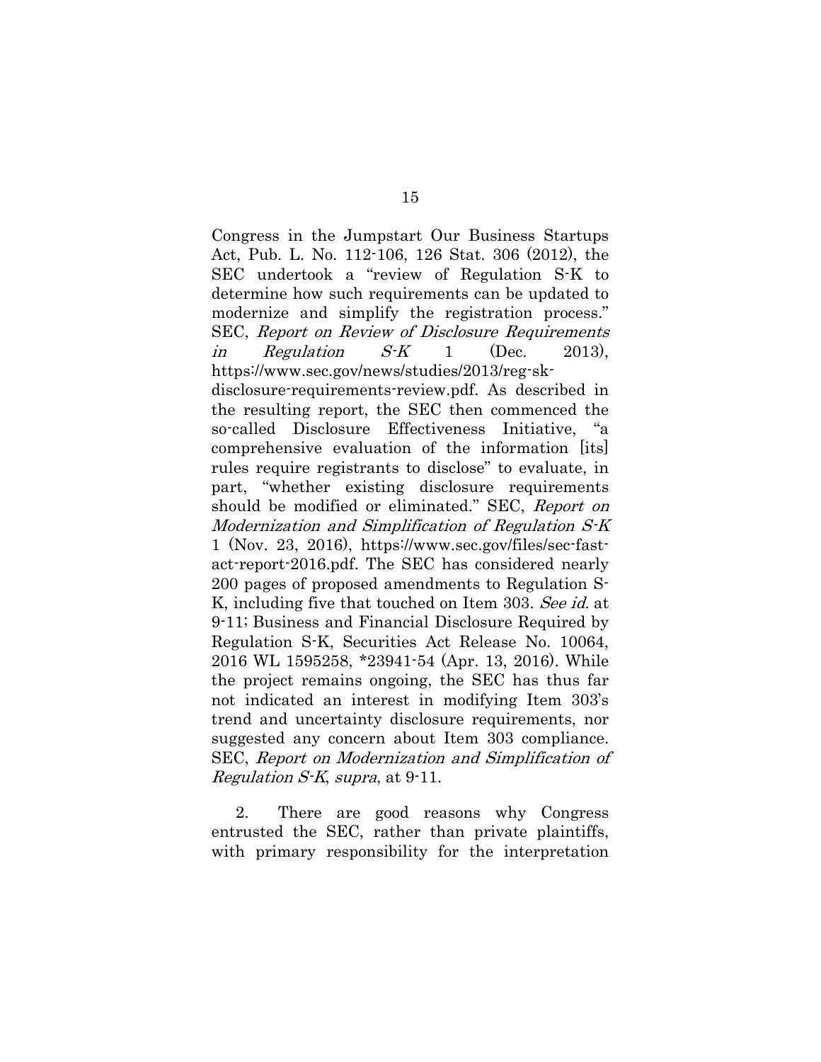Congress in the Jumpstart Our Business Startups Act, Pub. L. No. 112-106, 126 Stat. 306 (2012), the SEC undertook a "review of Regulation S-K to determine how such requirements can be updated to modernize and simplify the registration process." SEC, *Report on Review of Disclosure Requirements in Regulation S-K* 1 (Dec. 2013), https://www.sec.gov/news/studies/2013/reg-sk-disclosure-requirements-review.pdf. As described in the resulting report, the SEC then commenced the so-called Disclosure Effectiveness Initiative, "a comprehensive evaluation of the information [its] rules require registrants to disclose" to evaluate, in part, "whether existing disclosure requirements should be modified or eliminated." SEC, *Report on Modernization and Simplification of Regulation S-K* 1 (Nov. 23, 2016), https://www.sec.gov/files/sec-fast-act-report-2016.pdf. The SEC has considered nearly 200 pages of proposed amendments to Regulation S-K, including five that touched on Item 303. *See id.* at 9-11; Business and Financial Disclosure Required by Regulation S-K, Securities Act Release No. 10064, 2016 WL 1595258, *23941-54 (Apr. 13, 2016). While the project remains ongoing, the SEC has thus far not indicated an interest in modifying Item 303's trend and uncertainty disclosure requirements, nor suggested any concern about Item 303 compliance. SEC, *Report on Modernization and Simplification of Regulation S-K*, *supra*, at 9-11.

2. There are good reasons why Congress entrusted the SEC, rather than private plaintiffs, with primary responsibility for the interpretation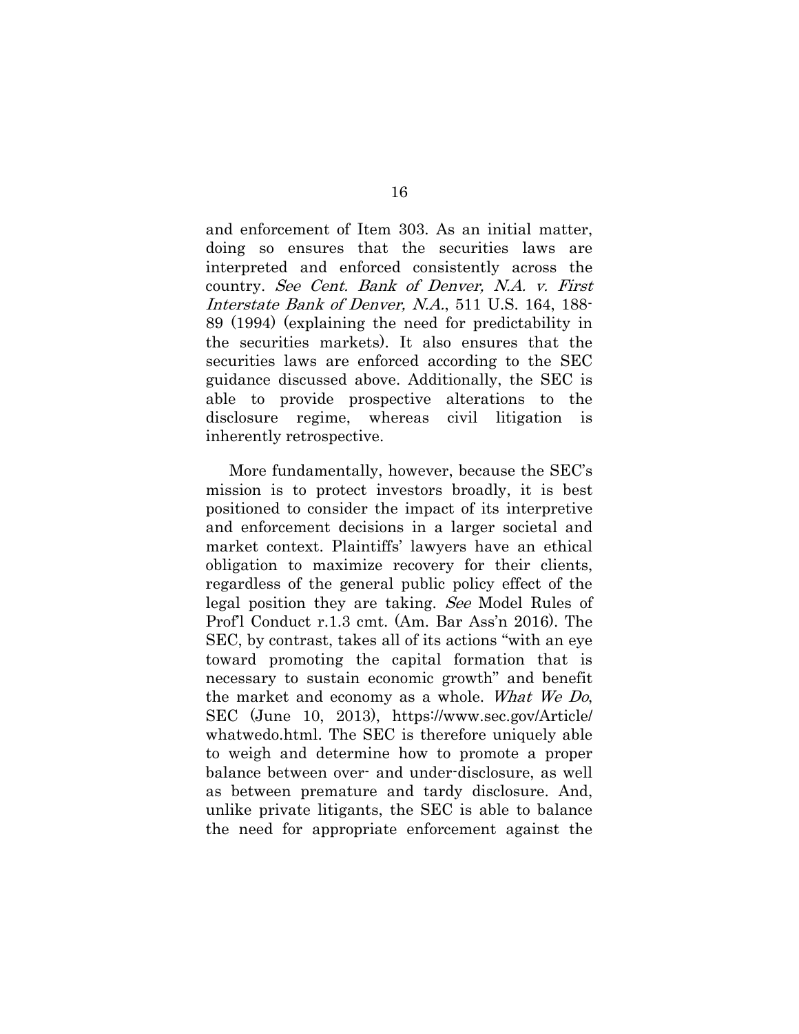and enforcement of Item 303. As an initial matter, doing so ensures that the securities laws are interpreted and enforced consistently across the country. *See Cent. Bank of Denver, N.A. v. First Interstate Bank of Denver, N.A.*, 511 U.S. 164, 188-89 (1994) (explaining the need for predictability in the securities markets). It also ensures that the securities laws are enforced according to the SEC guidance discussed above. Additionally, the SEC is able to provide prospective alterations to the disclosure regime, whereas civil litigation is inherently retrospective.

More fundamentally, however, because the SEC's mission is to protect investors broadly, it is best positioned to consider the impact of its interpretive and enforcement decisions in a larger societal and market context. Plaintiffs' lawyers have an ethical obligation to maximize recovery for their clients, regardless of the general public policy effect of the legal position they are taking. *See* Model Rules of Prof'l Conduct r.1.3 cmt. (Am. Bar Ass'n 2016). The SEC, by contrast, takes all of its actions "with an eye toward promoting the capital formation that is necessary to sustain economic growth" and benefit the market and economy as a whole. *What We Do*, SEC (June 10, 2013), https://www.sec.gov/Article/whatwedo.html. The SEC is therefore uniquely able to weigh and determine how to promote a proper balance between over- and under-disclosure, as well as between premature and tardy disclosure. And, unlike private litigants, the SEC is able to balance the need for appropriate enforcement against the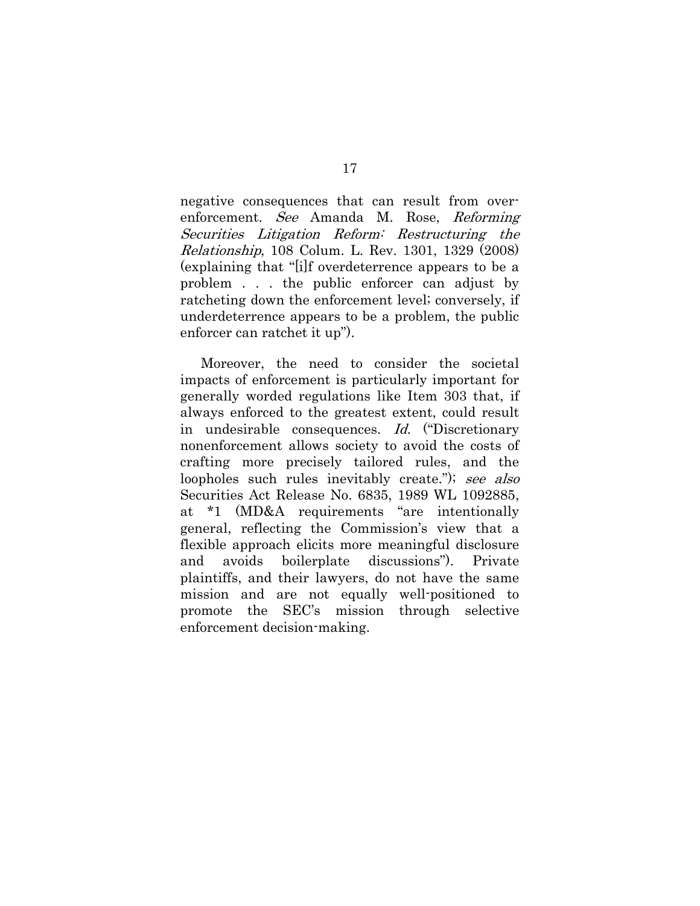negative consequences that can result from over-enforcement. *See* Amanda M. Rose, *Reforming Securities Litigation Reform: Restructuring the Relationship*, 108 Colum. L. Rev. 1301, 1329 (2008) (explaining that "[i]f overdeterrence appears to be a problem . . . the public enforcer can adjust by ratcheting down the enforcement level; conversely, if underdeterrence appears to be a problem, the public enforcer can ratchet it up").

Moreover, the need to consider the societal impacts of enforcement is particularly important for generally worded regulations like Item 303 that, if always enforced to the greatest extent, could result in undesirable consequences. *Id.* ("Discretionary nonenforcement allows society to avoid the costs of crafting more precisely tailored rules, and the loopholes such rules inevitably create."); *see also* Securities Act Release No. 6835, 1989 WL 1092885, at *1 (MD&A requirements "are intentionally general, reflecting the Commission's view that a flexible approach elicits more meaningful disclosure and avoids boilerplate discussions"). Private plaintiffs, and their lawyers, do not have the same mission and are not equally well-positioned to promote the SEC's mission through selective enforcement decision-making.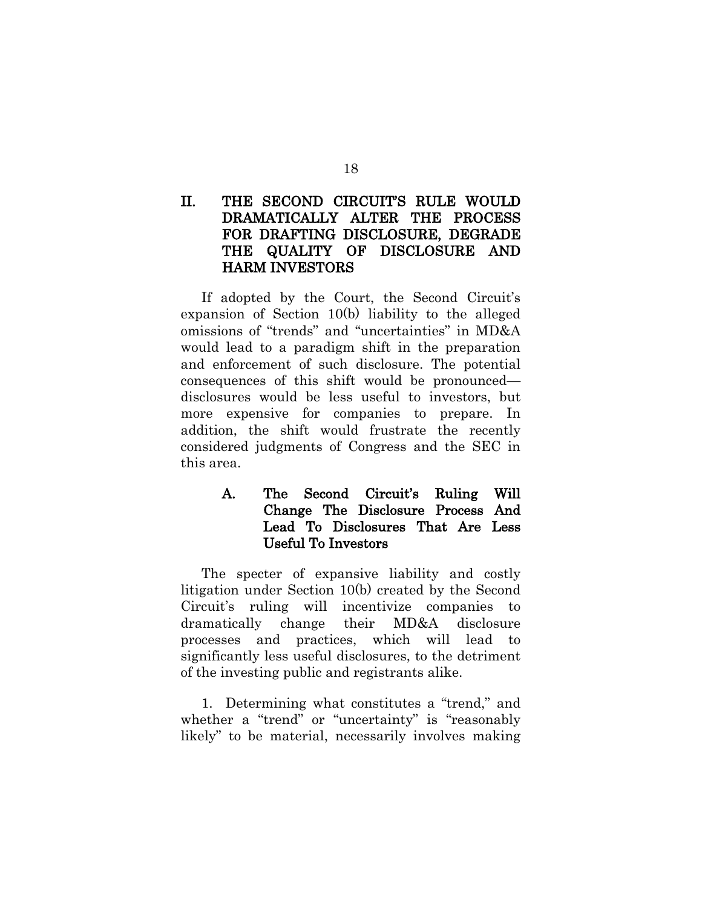## II. THE SECOND CIRCUIT'S RULE WOULD DRAMATICALLY ALTER THE PROCESS FOR DRAFTING DISCLOSURE, DEGRADE THE QUALITY OF DISCLOSURE AND HARM INVESTORS

If adopted by the Court, the Second Circuit's expansion of Section 10(b) liability to the alleged omissions of "trends" and "uncertainties" in MD&A would lead to a paradigm shift in the preparation and enforcement of such disclosure. The potential consequences of this shift would be pronounced—disclosures would be less useful to investors, but more expensive for companies to prepare. In addition, the shift would frustrate the recently considered judgments of Congress and the SEC in this area.

### A. The Second Circuit's Ruling Will Change The Disclosure Process And Lead To Disclosures That Are Less Useful To Investors

The specter of expansive liability and costly litigation under Section 10(b) created by the Second Circuit's ruling will incentivize companies to dramatically change their MD&A disclosure processes and practices, which will lead to significantly less useful disclosures, to the detriment of the investing public and registrants alike.

1. Determining what constitutes a "trend," and whether a "trend" or "uncertainty" is "reasonably likely" to be material, necessarily involves making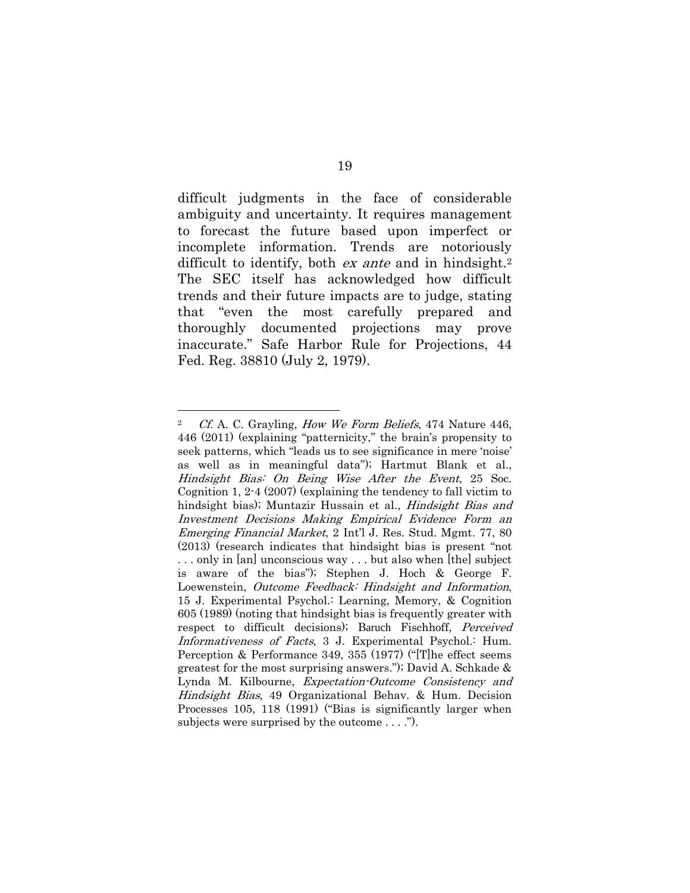difficult judgments in the face of considerable ambiguity and uncertainty. It requires management to forecast the future based upon imperfect or incomplete information. Trends are notoriously difficult to identify, both *ex ante* and in hindsight.[2] The SEC itself has acknowledged how difficult trends and their future impacts are to judge, stating that "even the most carefully prepared and thoroughly documented projections may prove inaccurate." Safe Harbor Rule for Projections, 44 Fed. Reg. 38810 (July 2, 1979).

---

[2] *Cf.* A. C. Grayling, *How We Form Beliefs*, 474 Nature 446, 446 (2011) (explaining "patternicity," the brain's propensity to seek patterns, which "leads us to see significance in mere 'noise' as well as in meaningful data"); Hartmut Blank et al., *Hindsight Bias: On Being Wise After the Event*, 25 Soc. Cognition 1, 2-4 (2007) (explaining the tendency to fall victim to hindsight bias); Muntazir Hussain et al., *Hindsight Bias and Investment Decisions Making Empirical Evidence Form an Emerging Financial Market*, 2 Int'l J. Res. Stud. Mgmt. 77, 80 (2013) (research indicates that hindsight bias is present "not . . . only in [an] unconscious way . . . but also when [the] subject is aware of the bias"); Stephen J. Hoch & George F. Loewenstein, *Outcome Feedback: Hindsight and Information*, 15 J. Experimental Psychol.: Learning, Memory, & Cognition 605 (1989) (noting that hindsight bias is frequently greater with respect to difficult decisions); Baruch Fischhoff, *Perceived Informativeness of Facts*, 3 J. Experimental Psychol.: Hum. Perception & Performance 349, 355 (1977) ("[T]he effect seems greatest for the most surprising answers."); David A. Schkade & Lynda M. Kilbourne, *Expectation-Outcome Consistency and Hindsight Bias*, 49 Organizational Behav. & Hum. Decision Processes 105, 118 (1991) ("Bias is significantly larger when subjects were surprised by the outcome . . . .").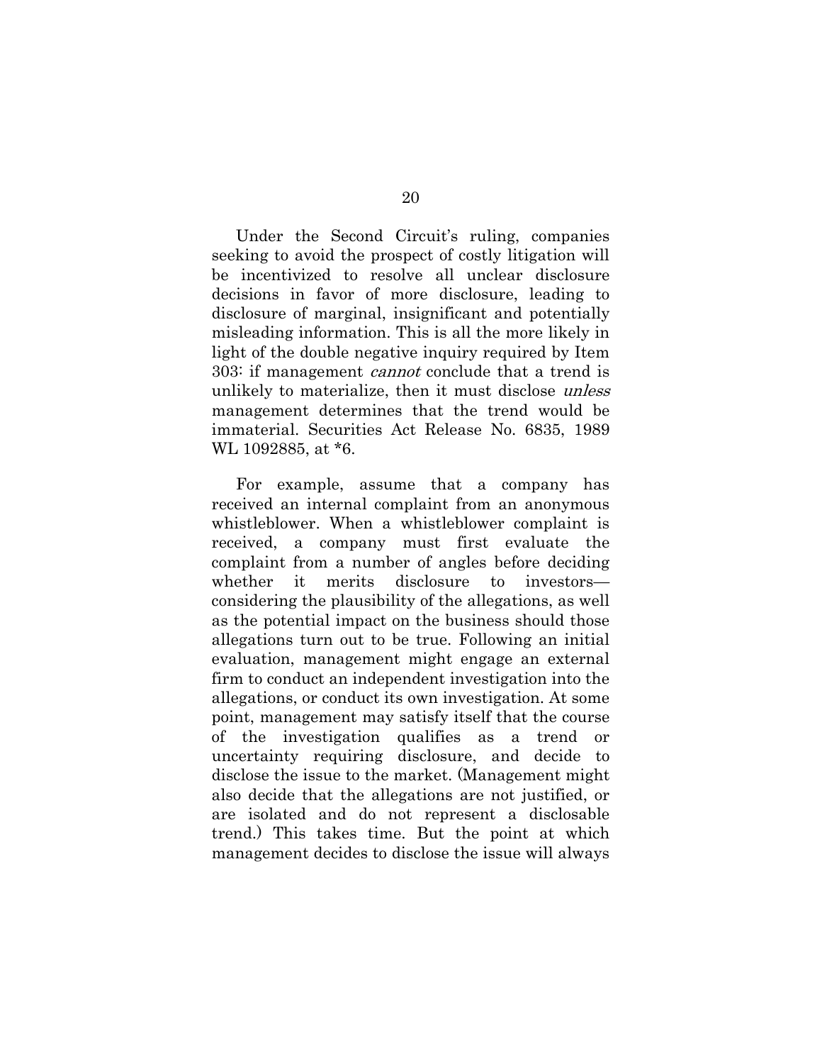Under the Second Circuit's ruling, companies seeking to avoid the prospect of costly litigation will be incentivized to resolve all unclear disclosure decisions in favor of more disclosure, leading to disclosure of marginal, insignificant and potentially misleading information. This is all the more likely in light of the double negative inquiry required by Item 303: if management *cannot* conclude that a trend is unlikely to materialize, then it must disclose *unless* management determines that the trend would be immaterial. Securities Act Release No. 6835, 1989 WL 1092885, at *6.

For example, assume that a company has received an internal complaint from an anonymous whistleblower. When a whistleblower complaint is received, a company must first evaluate the complaint from a number of angles before deciding whether it merits disclosure to investors—considering the plausibility of the allegations, as well as the potential impact on the business should those allegations turn out to be true. Following an initial evaluation, management might engage an external firm to conduct an independent investigation into the allegations, or conduct its own investigation. At some point, management may satisfy itself that the course of the investigation qualifies as a trend or uncertainty requiring disclosure, and decide to disclose the issue to the market. (Management might also decide that the allegations are not justified, or are isolated and do not represent a disclosable trend.) This takes time. But the point at which management decides to disclose the issue will always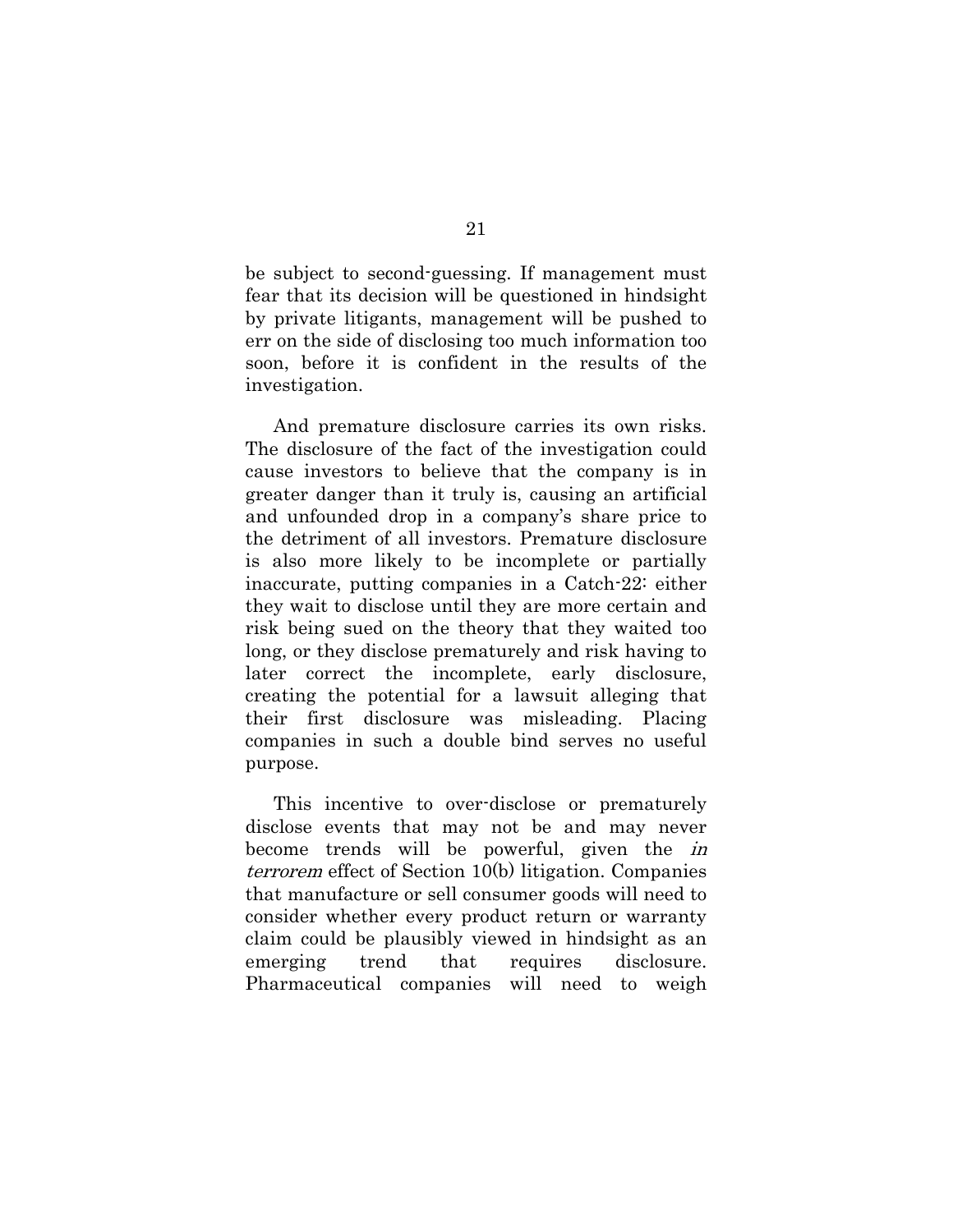be subject to second-guessing. If management must fear that its decision will be questioned in hindsight by private litigants, management will be pushed to err on the side of disclosing too much information too soon, before it is confident in the results of the investigation.

And premature disclosure carries its own risks. The disclosure of the fact of the investigation could cause investors to believe that the company is in greater danger than it truly is, causing an artificial and unfounded drop in a company's share price to the detriment of all investors. Premature disclosure is also more likely to be incomplete or partially inaccurate, putting companies in a Catch-22: either they wait to disclose until they are more certain and risk being sued on the theory that they waited too long, or they disclose prematurely and risk having to later correct the incomplete, early disclosure, creating the potential for a lawsuit alleging that their first disclosure was misleading. Placing companies in such a double bind serves no useful purpose.

This incentive to over-disclose or prematurely disclose events that may not be and may never become trends will be powerful, given the *in terrorem* effect of Section 10(b) litigation. Companies that manufacture or sell consumer goods will need to consider whether every product return or warranty claim could be plausibly viewed in hindsight as an emerging trend that requires disclosure. Pharmaceutical companies will need to weigh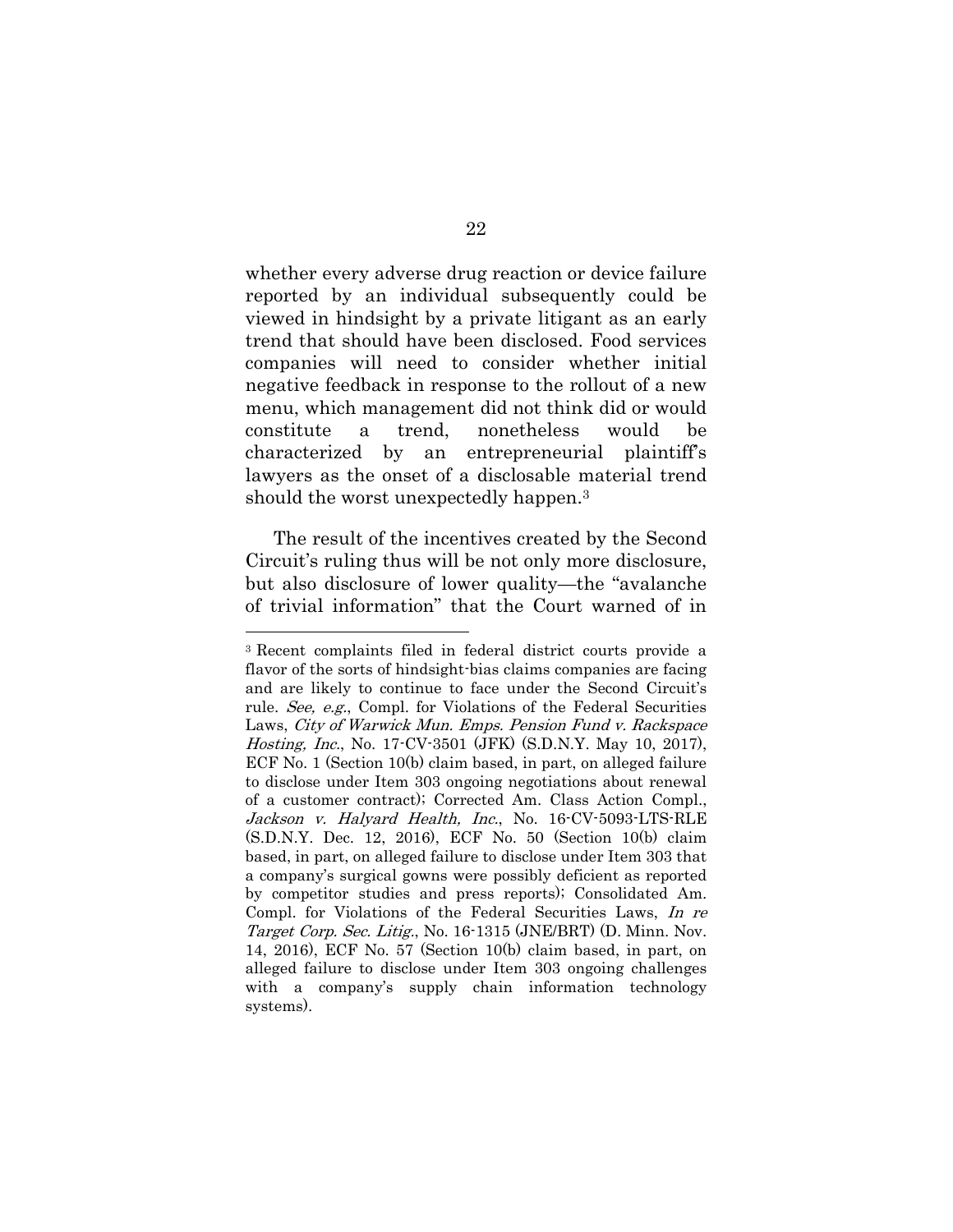whether every adverse drug reaction or device failure reported by an individual subsequently could be viewed in hindsight by a private litigant as an early trend that should have been disclosed. Food services companies will need to consider whether initial negative feedback in response to the rollout of a new menu, which management did not think did or would constitute a trend, nonetheless would be characterized by an entrepreneurial plaintiff's lawyers as the onset of a disclosable material trend should the worst unexpectedly happen.[3]

The result of the incentives created by the Second Circuit's ruling thus will be not only more disclosure, but also disclosure of lower quality—the "avalanche of trivial information" that the Court warned of in

---

[3] Recent complaints filed in federal district courts provide a flavor of the sorts of hindsight-bias claims companies are facing and are likely to continue to face under the Second Circuit's rule. *See, e.g.*, Compl. for Violations of the Federal Securities Laws, *City of Warwick Mun. Emps. Pension Fund v. Rackspace Hosting, Inc.*, No. 17-CV-3501 (JFK) (S.D.N.Y. May 10, 2017), ECF No. 1 (Section 10(b) claim based, in part, on alleged failure to disclose under Item 303 ongoing negotiations about renewal of a customer contract); Corrected Am. Class Action Compl., *Jackson v. Halyard Health, Inc.*, No. 16-CV-5093-LTS-RLE (S.D.N.Y. Dec. 12, 2016), ECF No. 50 (Section 10(b) claim based, in part, on alleged failure to disclose under Item 303 that a company's surgical gowns were possibly deficient as reported by competitor studies and press reports); Consolidated Am. Compl. for Violations of the Federal Securities Laws, *In re Target Corp. Sec. Litig.*, No. 16-1315 (JNE/BRT) (D. Minn. Nov. 14, 2016), ECF No. 57 (Section 10(b) claim based, in part, on alleged failure to disclose under Item 303 ongoing challenges with a company's supply chain information technology systems).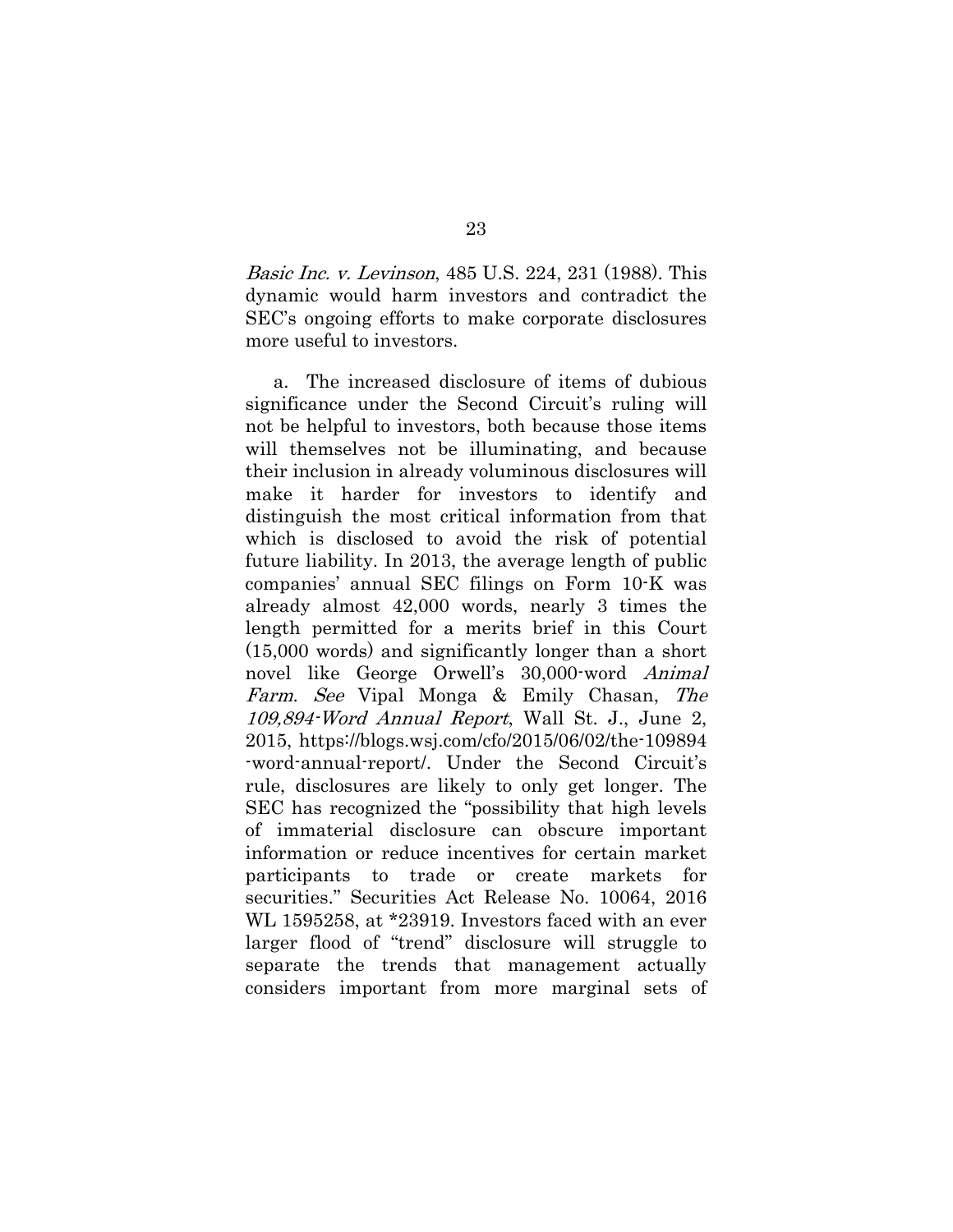*Basic Inc. v. Levinson*, 485 U.S. 224, 231 (1988). This dynamic would harm investors and contradict the SEC's ongoing efforts to make corporate disclosures more useful to investors.

a. The increased disclosure of items of dubious significance under the Second Circuit's ruling will not be helpful to investors, both because those items will themselves not be illuminating, and because their inclusion in already voluminous disclosures will make it harder for investors to identify and distinguish the most critical information from that which is disclosed to avoid the risk of potential future liability. In 2013, the average length of public companies' annual SEC filings on Form 10-K was already almost 42,000 words, nearly 3 times the length permitted for a merits brief in this Court (15,000 words) and significantly longer than a short novel like George Orwell's 30,000-word *Animal Farm*. *See* Vipal Monga & Emily Chasan, *The 109,894-Word Annual Report*, Wall St. J., June 2, 2015, https://blogs.wsj.com/cfo/2015/06/02/the-109894-word-annual-report/. Under the Second Circuit's rule, disclosures are likely to only get longer. The SEC has recognized the "possibility that high levels of immaterial disclosure can obscure important information or reduce incentives for certain market participants to trade or create markets for securities." Securities Act Release No. 10064, 2016 WL 1595258, at *23919. Investors faced with an ever larger flood of "trend" disclosure will struggle to separate the trends that management actually considers important from more marginal sets of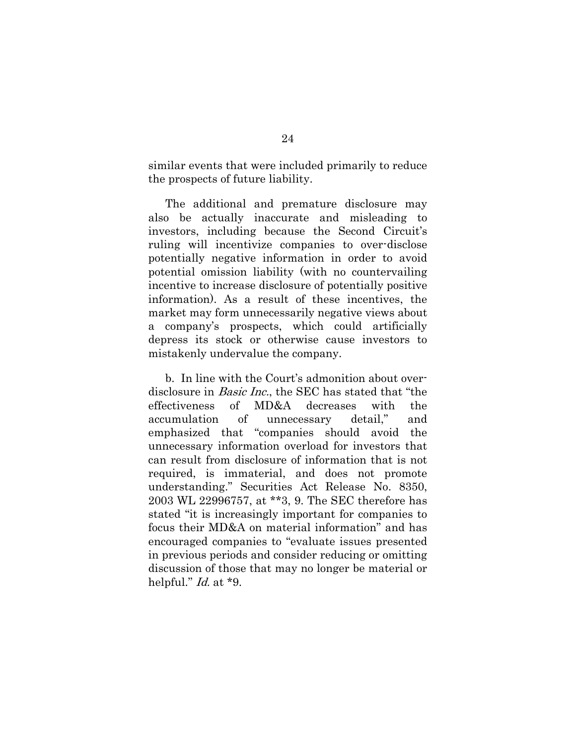similar events that were included primarily to reduce the prospects of future liability.

The additional and premature disclosure may also be actually inaccurate and misleading to investors, including because the Second Circuit's ruling will incentivize companies to over-disclose potentially negative information in order to avoid potential omission liability (with no countervailing incentive to increase disclosure of potentially positive information). As a result of these incentives, the market may form unnecessarily negative views about a company's prospects, which could artificially depress its stock or otherwise cause investors to mistakenly undervalue the company.

b. In line with the Court's admonition about over-disclosure in *Basic Inc.*, the SEC has stated that "the effectiveness of MD&A decreases with the accumulation of unnecessary detail," and emphasized that "companies should avoid the unnecessary information overload for investors that can result from disclosure of information that is not required, is immaterial, and does not promote understanding." Securities Act Release No. 8350, 2003 WL 22996757, at **3, 9. The SEC therefore has stated "it is increasingly important for companies to focus their MD&A on material information" and has encouraged companies to "evaluate issues presented in previous periods and consider reducing or omitting discussion of those that may no longer be material or helpful." *Id.* at *9.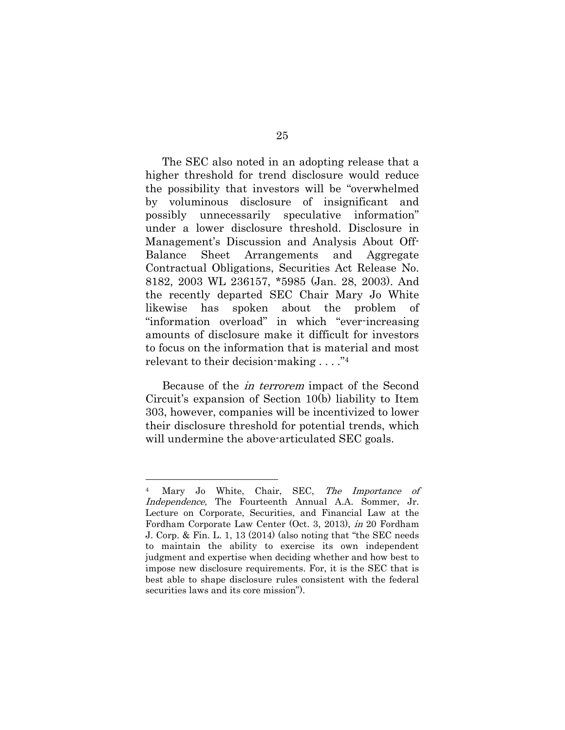The SEC also noted in an adopting release that a higher threshold for trend disclosure would reduce the possibility that investors will be "overwhelmed by voluminous disclosure of insignificant and possibly unnecessarily speculative information" under a lower disclosure threshold. Disclosure in Management's Discussion and Analysis About Off-Balance Sheet Arrangements and Aggregate Contractual Obligations, Securities Act Release No. 8182, 2003 WL 236157, *5985 (Jan. 28, 2003). And the recently departed SEC Chair Mary Jo White likewise has spoken about the problem of "information overload" in which "ever-increasing amounts of disclosure make it difficult for investors to focus on the information that is material and most relevant to their decision-making . . . ."[4]

Because of the *in terrorem* impact of the Second Circuit's expansion of Section 10(b) liability to Item 303, however, companies will be incentivized to lower their disclosure threshold for potential trends, which will undermine the above-articulated SEC goals.

---

[4] Mary Jo White, Chair, SEC, *The Importance of Independence*, The Fourteenth Annual A.A. Sommer, Jr. Lecture on Corporate, Securities, and Financial Law at the Fordham Corporate Law Center (Oct. 3, 2013), *in* 20 Fordham J. Corp. & Fin. L. 1, 13 (2014) (also noting that "the SEC needs to maintain the ability to exercise its own independent judgment and expertise when deciding whether and how best to impose new disclosure requirements. For, it is the SEC that is best able to shape disclosure rules consistent with the federal securities laws and its core mission").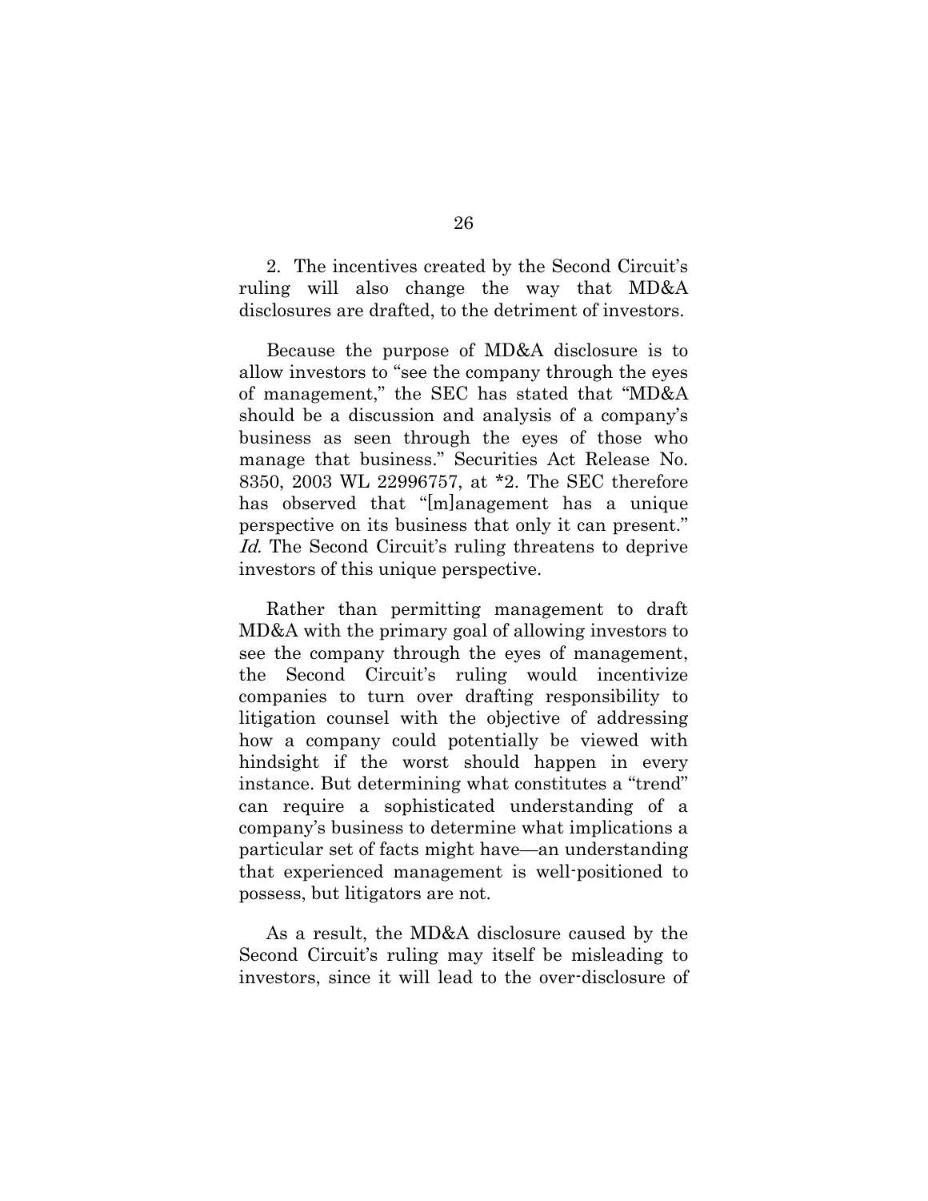2. The incentives created by the Second Circuit's ruling will also change the way that MD&A disclosures are drafted, to the detriment of investors.

Because the purpose of MD&A disclosure is to allow investors to "see the company through the eyes of management," the SEC has stated that "MD&A should be a discussion and analysis of a company's business as seen through the eyes of those who manage that business." Securities Act Release No. 8350, 2003 WL 22996757, at *2. The SEC therefore has observed that "[m]anagement has a unique perspective on its business that only it can present." *Id.* The Second Circuit's ruling threatens to deprive investors of this unique perspective.

Rather than permitting management to draft MD&A with the primary goal of allowing investors to see the company through the eyes of management, the Second Circuit's ruling would incentivize companies to turn over drafting responsibility to litigation counsel with the objective of addressing how a company could potentially be viewed with hindsight if the worst should happen in every instance. But determining what constitutes a "trend" can require a sophisticated understanding of a company's business to determine what implications a particular set of facts might have—an understanding that experienced management is well-positioned to possess, but litigators are not.

As a result, the MD&A disclosure caused by the Second Circuit's ruling may itself be misleading to investors, since it will lead to the over-disclosure of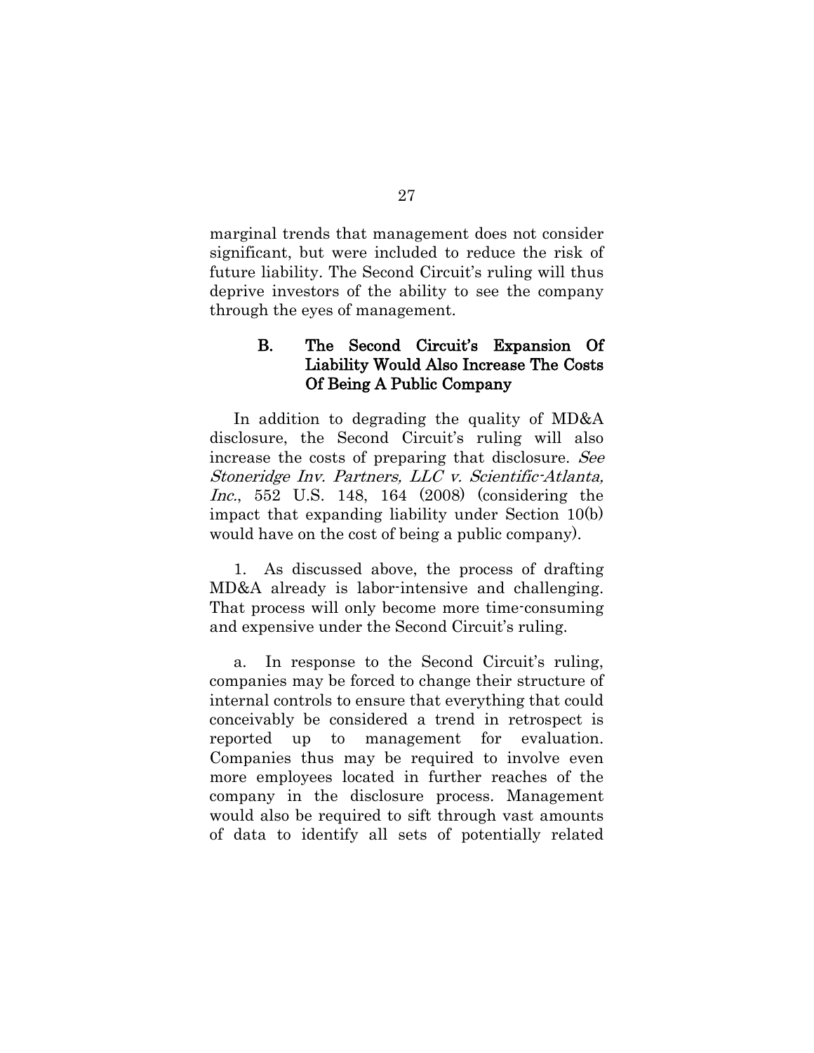marginal trends that management does not consider significant, but were included to reduce the risk of future liability. The Second Circuit's ruling will thus deprive investors of the ability to see the company through the eyes of management.

### B. The Second Circuit's Expansion Of Liability Would Also Increase The Costs Of Being A Public Company

In addition to degrading the quality of MD&A disclosure, the Second Circuit's ruling will also increase the costs of preparing that disclosure. *See Stoneridge Inv. Partners, LLC v. Scientific-Atlanta, Inc.*, 552 U.S. 148, 164 (2008) (considering the impact that expanding liability under Section 10(b) would have on the cost of being a public company).

1. As discussed above, the process of drafting MD&A already is labor-intensive and challenging. That process will only become more time-consuming and expensive under the Second Circuit's ruling.

a. In response to the Second Circuit's ruling, companies may be forced to change their structure of internal controls to ensure that everything that could conceivably be considered a trend in retrospect is reported up to management for evaluation. Companies thus may be required to involve even more employees located in further reaches of the company in the disclosure process. Management would also be required to sift through vast amounts of data to identify all sets of potentially related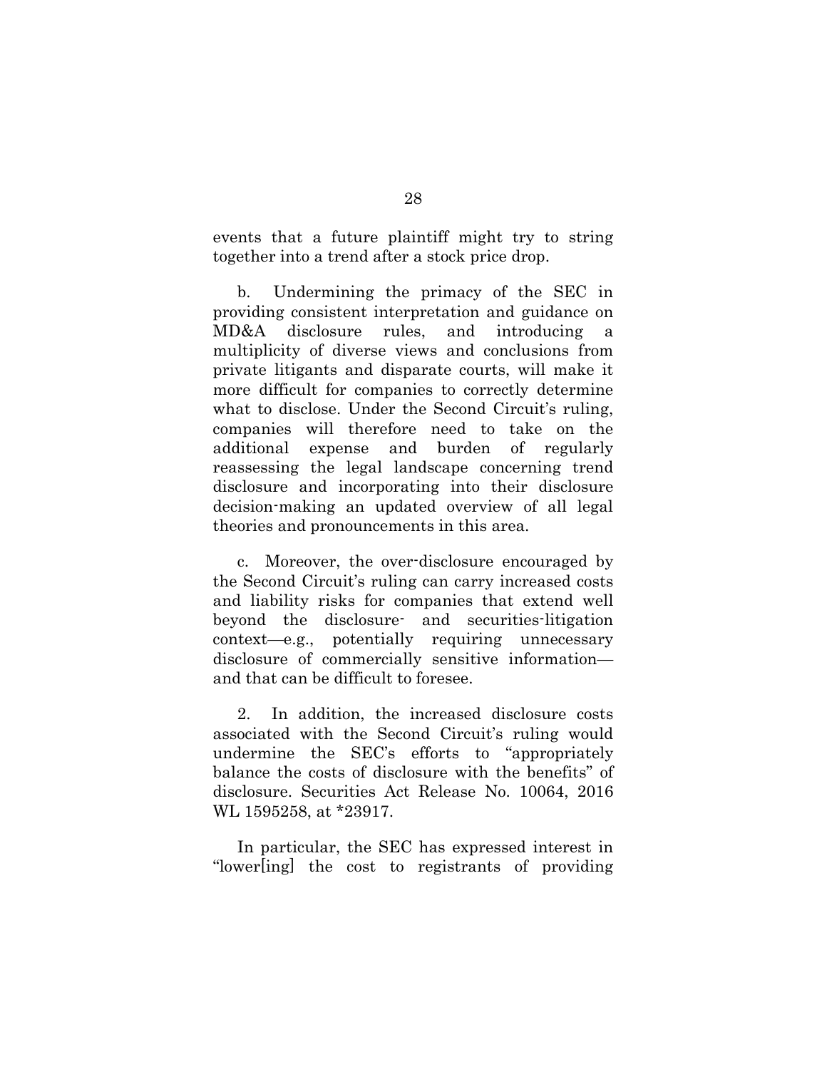events that a future plaintiff might try to string together into a trend after a stock price drop.

b. Undermining the primacy of the SEC in providing consistent interpretation and guidance on MD&A disclosure rules, and introducing a multiplicity of diverse views and conclusions from private litigants and disparate courts, will make it more difficult for companies to correctly determine what to disclose. Under the Second Circuit's ruling, companies will therefore need to take on the additional expense and burden of regularly reassessing the legal landscape concerning trend disclosure and incorporating into their disclosure decision-making an updated overview of all legal theories and pronouncements in this area.

c. Moreover, the over-disclosure encouraged by the Second Circuit's ruling can carry increased costs and liability risks for companies that extend well beyond the disclosure- and securities-litigation context—e.g., potentially requiring unnecessary disclosure of commercially sensitive information—and that can be difficult to foresee.

2. In addition, the increased disclosure costs associated with the Second Circuit's ruling would undermine the SEC's efforts to "appropriately balance the costs of disclosure with the benefits" of disclosure. Securities Act Release No. 10064, 2016 WL 1595258, at *23917.

In particular, the SEC has expressed interest in "lower[ing] the cost to registrants of providing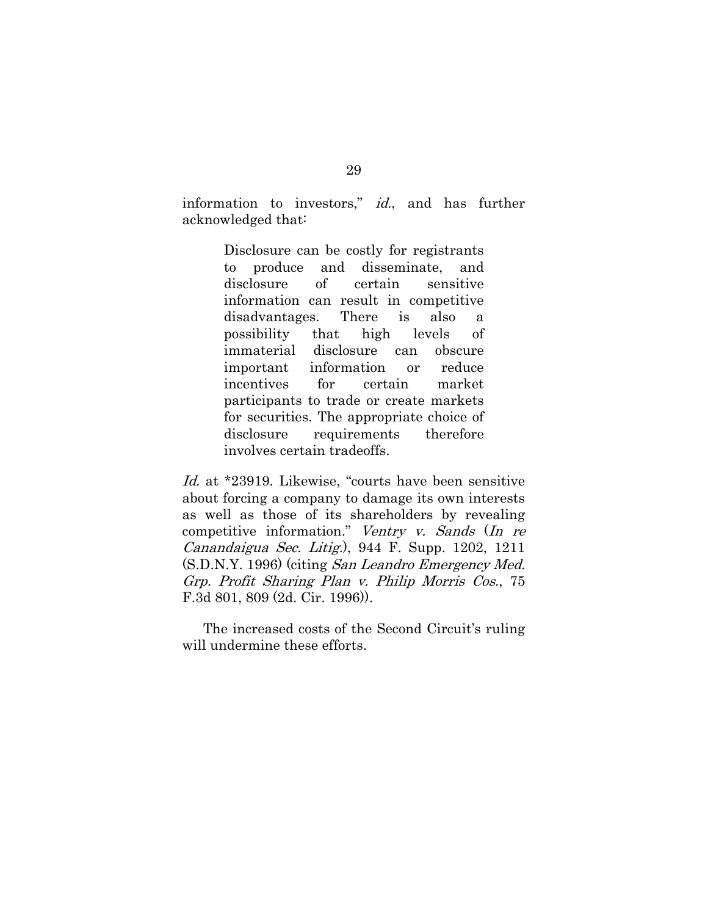information to investors," *id.*, and has further acknowledged that:

> Disclosure can be costly for registrants to produce and disseminate, and disclosure of certain sensitive information can result in competitive disadvantages. There is also a possibility that high levels of immaterial disclosure can obscure important information or reduce incentives for certain market participants to trade or create markets for securities. The appropriate choice of disclosure requirements therefore involves certain tradeoffs.

*Id.* at *23919. Likewise, "courts have been sensitive about forcing a company to damage its own interests as well as those of its shareholders by revealing competitive information." *Ventry v. Sands* (*In re Canandaigua Sec. Litig.*), 944 F. Supp. 1202, 1211 (S.D.N.Y. 1996) (citing *San Leandro Emergency Med. Grp. Profit Sharing Plan v. Philip Morris Cos.*, 75 F.3d 801, 809 (2d. Cir. 1996)).

The increased costs of the Second Circuit's ruling will undermine these efforts.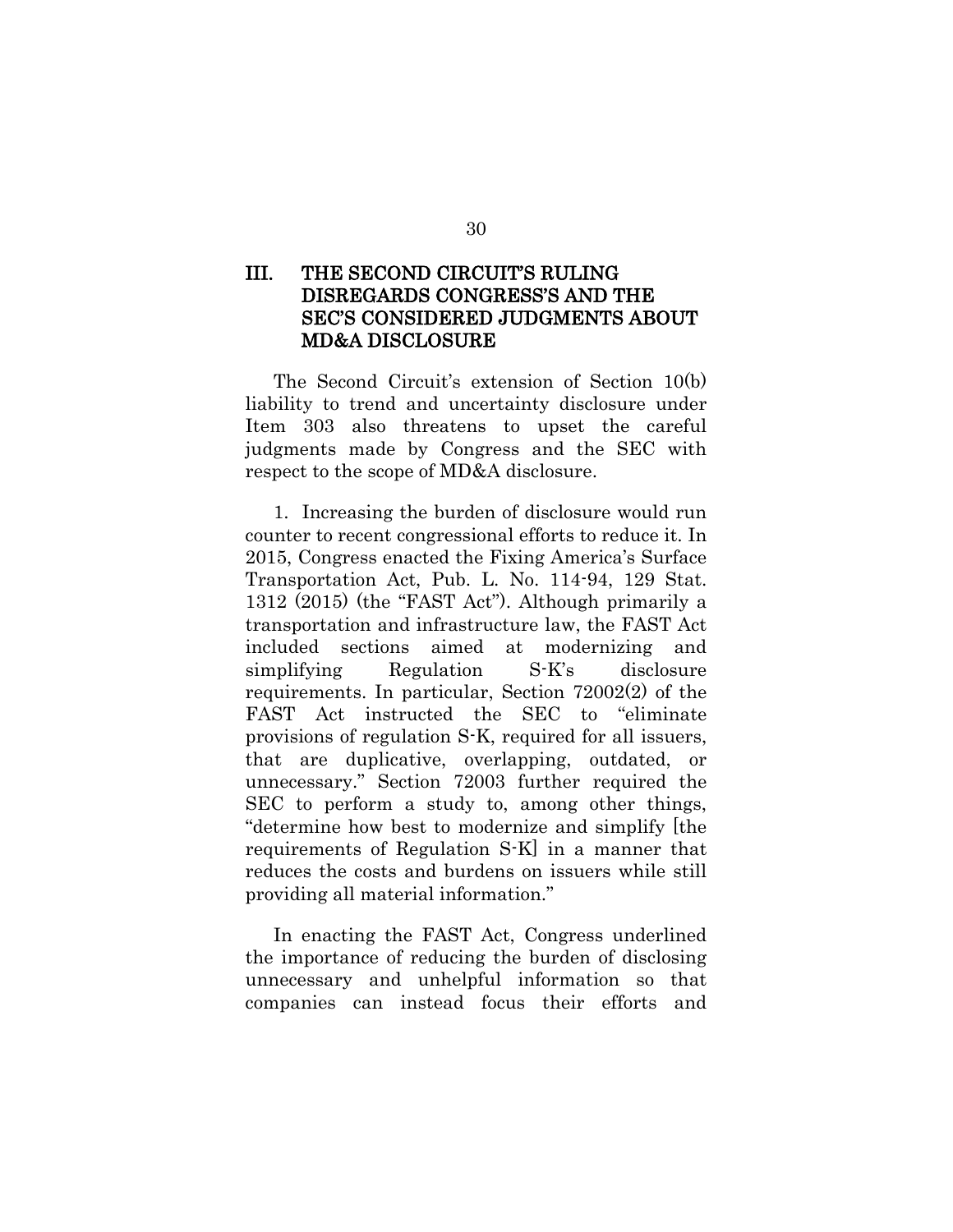## III. THE SECOND CIRCUIT'S RULING DISREGARDS CONGRESS'S AND THE SEC'S CONSIDERED JUDGMENTS ABOUT MD&A DISCLOSURE

The Second Circuit's extension of Section 10(b) liability to trend and uncertainty disclosure under Item 303 also threatens to upset the careful judgments made by Congress and the SEC with respect to the scope of MD&A disclosure.

1. Increasing the burden of disclosure would run counter to recent congressional efforts to reduce it. In 2015, Congress enacted the Fixing America's Surface Transportation Act, Pub. L. No. 114-94, 129 Stat. 1312 (2015) (the "FAST Act"). Although primarily a transportation and infrastructure law, the FAST Act included sections aimed at modernizing and simplifying Regulation S-K's disclosure requirements. In particular, Section 72002(2) of the FAST Act instructed the SEC to "eliminate provisions of regulation S-K, required for all issuers, that are duplicative, overlapping, outdated, or unnecessary." Section 72003 further required the SEC to perform a study to, among other things, "determine how best to modernize and simplify [the requirements of Regulation S-K] in a manner that reduces the costs and burdens on issuers while still providing all material information."

In enacting the FAST Act, Congress underlined the importance of reducing the burden of disclosing unnecessary and unhelpful information so that companies can instead focus their efforts and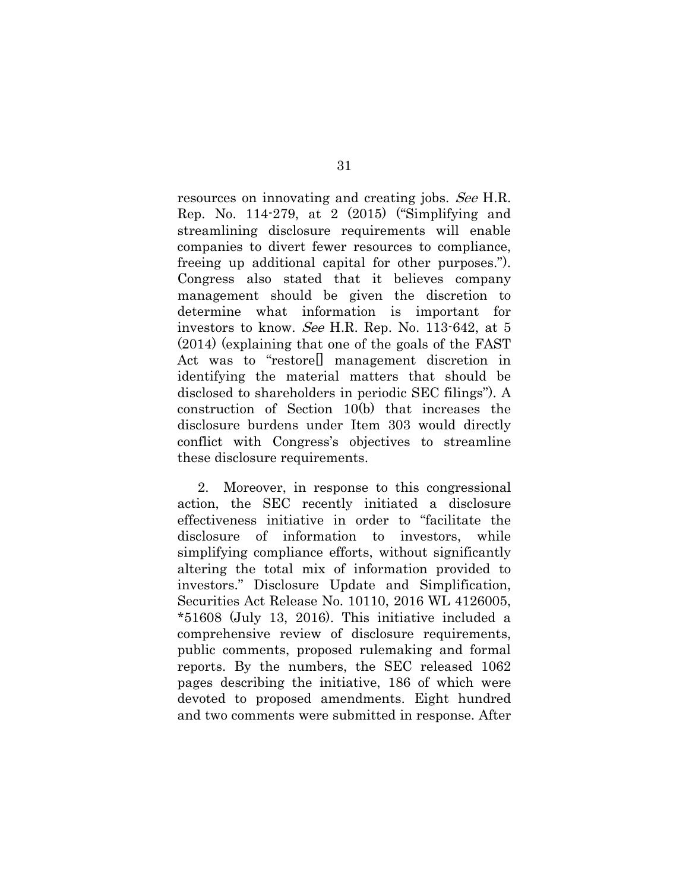resources on innovating and creating jobs. *See* H.R. Rep. No. 114-279, at 2 (2015) ("Simplifying and streamlining disclosure requirements will enable companies to divert fewer resources to compliance, freeing up additional capital for other purposes."). Congress also stated that it believes company management should be given the discretion to determine what information is important for investors to know. *See* H.R. Rep. No. 113-642, at 5 (2014) (explaining that one of the goals of the FAST Act was to "restore[] management discretion in identifying the material matters that should be disclosed to shareholders in periodic SEC filings"). A construction of Section 10(b) that increases the disclosure burdens under Item 303 would directly conflict with Congress's objectives to streamline these disclosure requirements.

2. Moreover, in response to this congressional action, the SEC recently initiated a disclosure effectiveness initiative in order to "facilitate the disclosure of information to investors, while simplifying compliance efforts, without significantly altering the total mix of information provided to investors." Disclosure Update and Simplification, Securities Act Release No. 10110, 2016 WL 4126005, *51608 (July 13, 2016). This initiative included a comprehensive review of disclosure requirements, public comments, proposed rulemaking and formal reports. By the numbers, the SEC released 1062 pages describing the initiative, 186 of which were devoted to proposed amendments. Eight hundred and two comments were submitted in response. After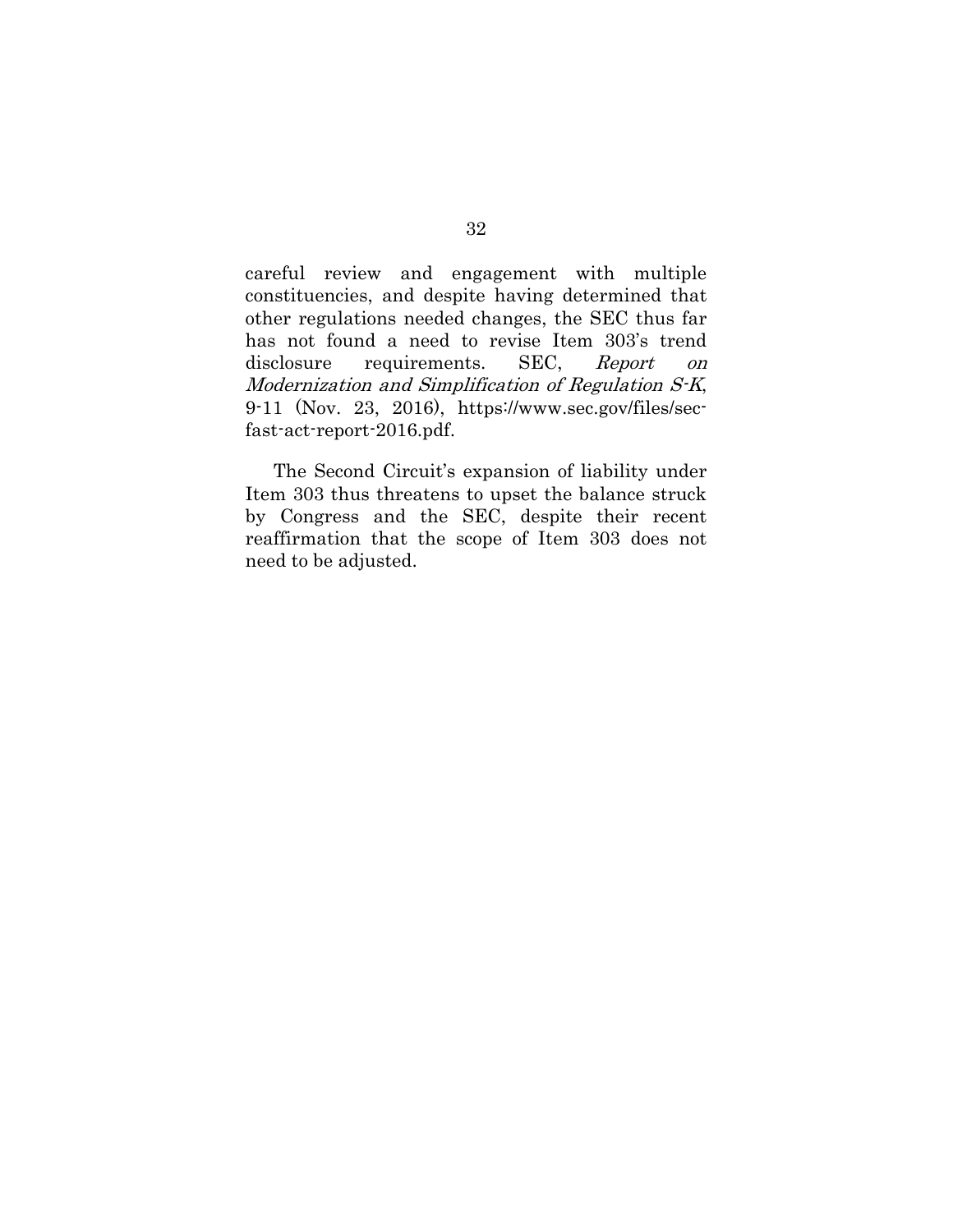careful review and engagement with multiple constituencies, and despite having determined that other regulations needed changes, the SEC thus far has not found a need to revise Item 303's trend disclosure requirements. SEC, *Report on Modernization and Simplification of Regulation S-K*, 9-11 (Nov. 23, 2016), https://www.sec.gov/files/sec-fast-act-report-2016.pdf.

The Second Circuit's expansion of liability under Item 303 thus threatens to upset the balance struck by Congress and the SEC, despite their recent reaffirmation that the scope of Item 303 does not need to be adjusted.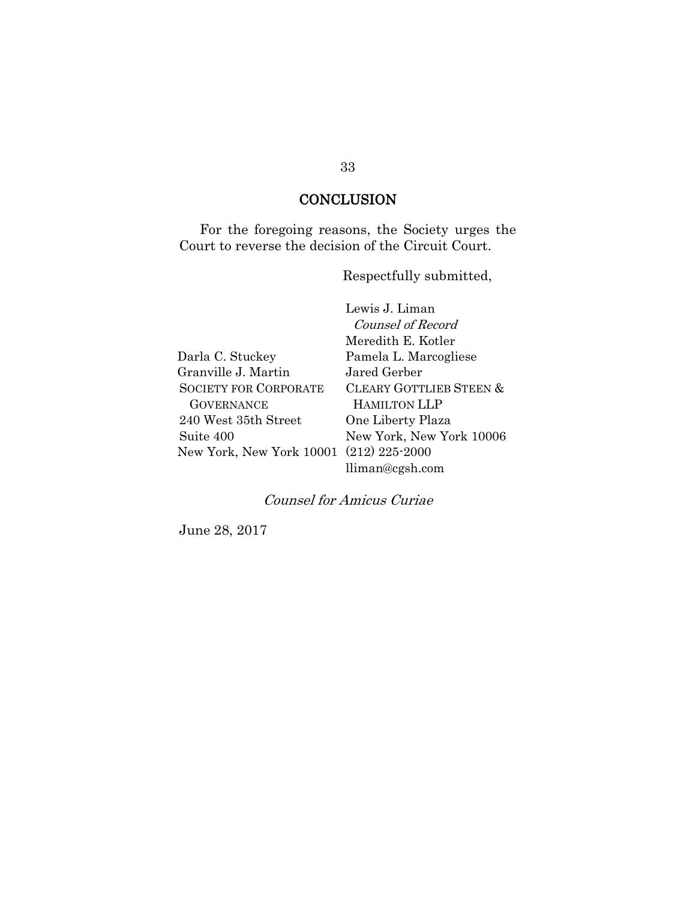## CONCLUSION

For the foregoing reasons, the Society urges the Court to reverse the decision of the Circuit Court.

Respectfully submitted,

Lewis J. Liman
*Counsel of Record*
Meredith E. Kotler
Pamela L. Marcogliese
Jared Gerber
CLEARY GOTTLIEB STEEN & HAMILTON LLP
One Liberty Plaza
New York, New York 10006
(212) 225-2000
lliman@cgsh.com

Darla C. Stuckey
Granville J. Martin
SOCIETY FOR CORPORATE GOVERNANCE
240 West 35th Street
Suite 400
New York, New York 10001

*Counsel for Amicus Curiae*

June 28, 2017